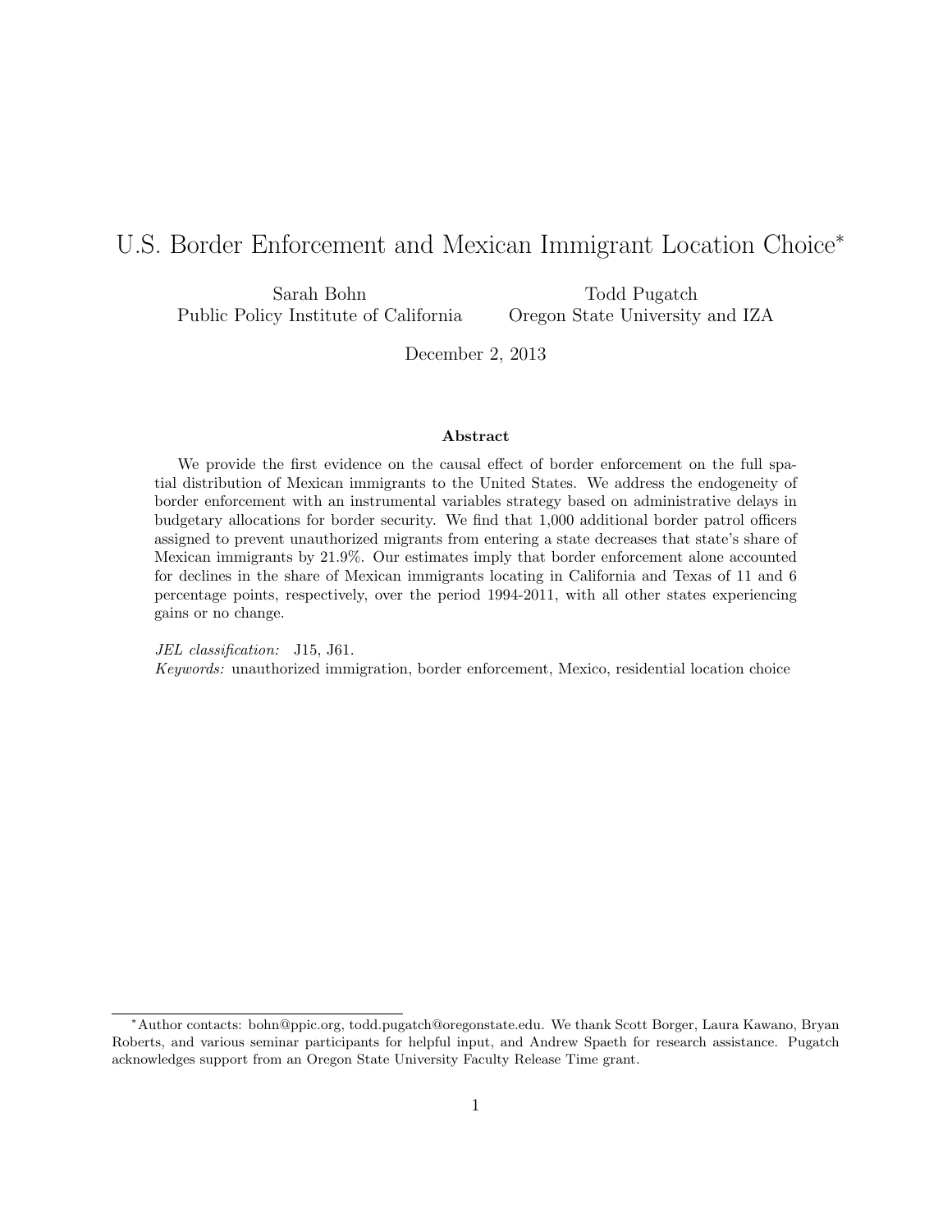# U.S. Border Enforcement and Mexican Immigrant Location Choice*

Sarah Bohn
Public Policy Institute of California

Todd Pugatch
Oregon State University and IZA

December 2, 2013

### Abstract

We provide the first evidence on the causal effect of border enforcement on the full spatial distribution of Mexican immigrants to the United States. We address the endogeneity of border enforcement with an instrumental variables strategy based on administrative delays in budgetary allocations for border security. We find that 1,000 additional border patrol officers assigned to prevent unauthorized migrants from entering a state decreases that state's share of Mexican immigrants by 21.9%. Our estimates imply that border enforcement alone accounted for declines in the share of Mexican immigrants locating in California and Texas of 11 and 6 percentage points, respectively, over the period 1994-2011, with all other states experiencing gains or no change.

*JEL classification:* J15, J61.
*Keywords:* unauthorized immigration, border enforcement, Mexico, residential location choice

---

*Author contacts: bohn@ppic.org, todd.pugatch@oregonstate.edu. We thank Scott Borger, Laura Kawano, Bryan Roberts, and various seminar participants for helpful input, and Andrew Spaeth for research assistance. Pugatch acknowledges support from an Oregon State University Faculty Release Time grant.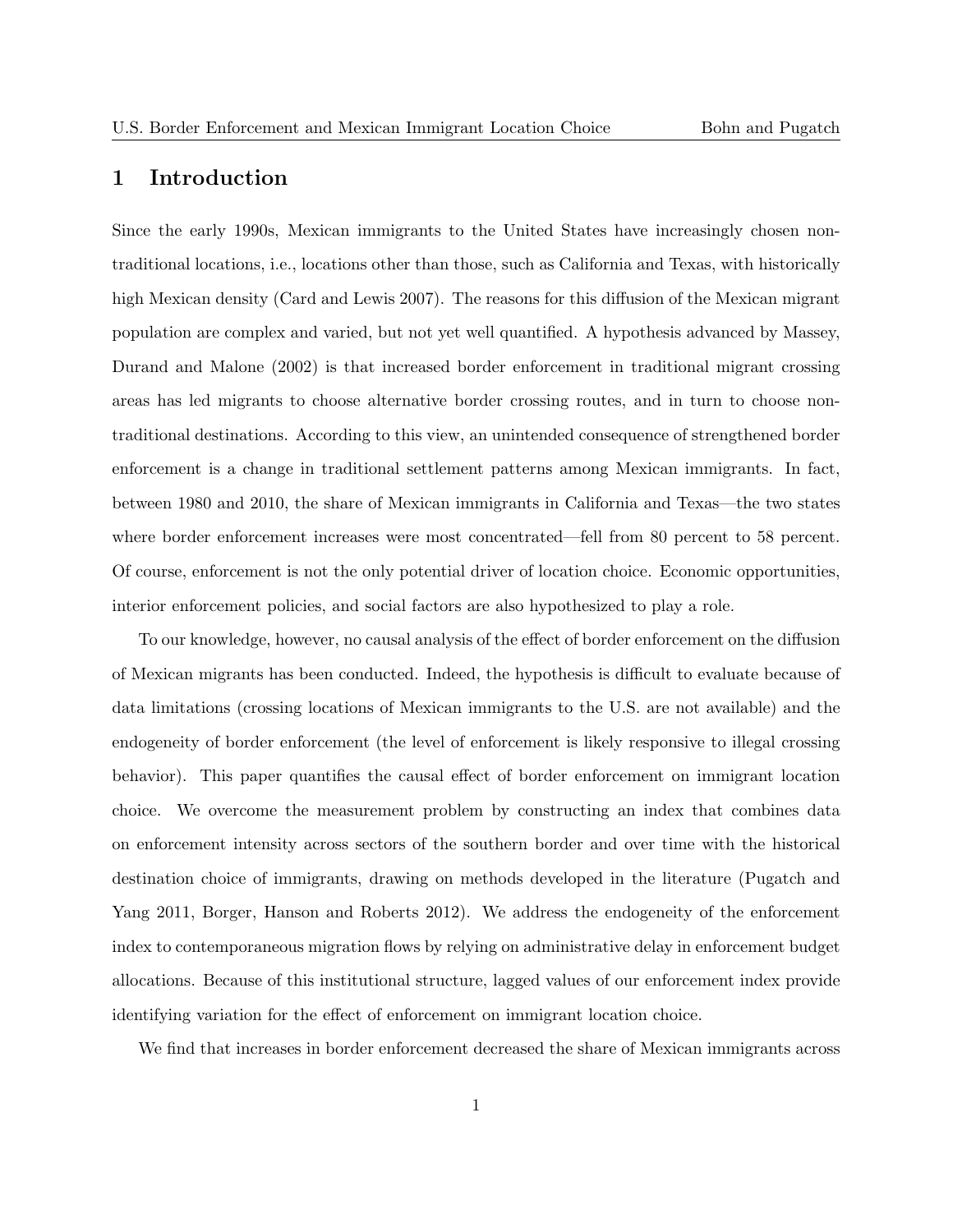# 1 Introduction

Since the early 1990s, Mexican immigrants to the United States have increasingly chosen non-traditional locations, i.e., locations other than those, such as California and Texas, with historically high Mexican density (Card and Lewis 2007). The reasons for this diffusion of the Mexican migrant population are complex and varied, but not yet well quantified. A hypothesis advanced by Massey, Durand and Malone (2002) is that increased border enforcement in traditional migrant crossing areas has led migrants to choose alternative border crossing routes, and in turn to choose non-traditional destinations. According to this view, an unintended consequence of strengthened border enforcement is a change in traditional settlement patterns among Mexican immigrants. In fact, between 1980 and 2010, the share of Mexican immigrants in California and Texas—the two states where border enforcement increases were most concentrated—fell from 80 percent to 58 percent. Of course, enforcement is not the only potential driver of location choice. Economic opportunities, interior enforcement policies, and social factors are also hypothesized to play a role.

To our knowledge, however, no causal analysis of the effect of border enforcement on the diffusion of Mexican migrants has been conducted. Indeed, the hypothesis is difficult to evaluate because of data limitations (crossing locations of Mexican immigrants to the U.S. are not available) and the endogeneity of border enforcement (the level of enforcement is likely responsive to illegal crossing behavior). This paper quantifies the causal effect of border enforcement on immigrant location choice. We overcome the measurement problem by constructing an index that combines data on enforcement intensity across sectors of the southern border and over time with the historical destination choice of immigrants, drawing on methods developed in the literature (Pugatch and Yang 2011, Borger, Hanson and Roberts 2012). We address the endogeneity of the enforcement index to contemporaneous migration flows by relying on administrative delay in enforcement budget allocations. Because of this institutional structure, lagged values of our enforcement index provide identifying variation for the effect of enforcement on immigrant location choice.

We find that increases in border enforcement decreased the share of Mexican immigrants across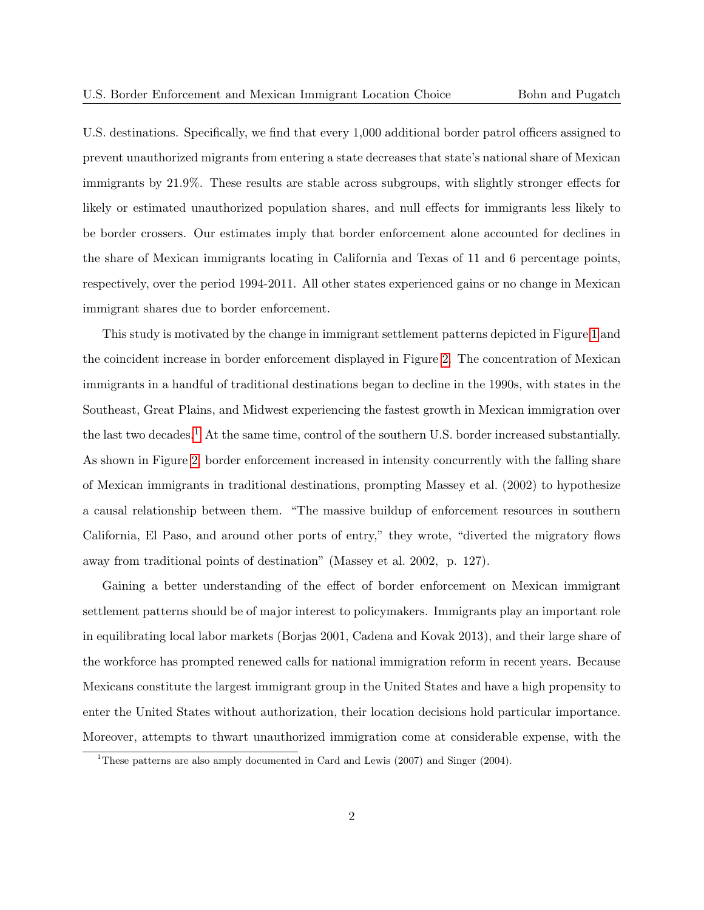U.S. destinations. Specifically, we find that every 1,000 additional border patrol officers assigned to prevent unauthorized migrants from entering a state decreases that state's national share of Mexican immigrants by 21.9%. These results are stable across subgroups, with slightly stronger effects for likely or estimated unauthorized population shares, and null effects for immigrants less likely to be border crossers. Our estimates imply that border enforcement alone accounted for declines in the share of Mexican immigrants locating in California and Texas of 11 and 6 percentage points, respectively, over the period 1994-2011. All other states experienced gains or no change in Mexican immigrant shares due to border enforcement.

This study is motivated by the change in immigrant settlement patterns depicted in Figure 1 and the coincident increase in border enforcement displayed in Figure 2. The concentration of Mexican immigrants in a handful of traditional destinations began to decline in the 1990s, with states in the Southeast, Great Plains, and Midwest experiencing the fastest growth in Mexican immigration over the last two decades.[1] At the same time, control of the southern U.S. border increased substantially. As shown in Figure 2, border enforcement increased in intensity concurrently with the falling share of Mexican immigrants in traditional destinations, prompting Massey et al. (2002) to hypothesize a causal relationship between them. "The massive buildup of enforcement resources in southern California, El Paso, and around other ports of entry," they wrote, "diverted the migratory flows away from traditional points of destination" (Massey et al. 2002, p. 127).

Gaining a better understanding of the effect of border enforcement on Mexican immigrant settlement patterns should be of major interest to policymakers. Immigrants play an important role in equilibrating local labor markets (Borjas 2001, Cadena and Kovak 2013), and their large share of the workforce has prompted renewed calls for national immigration reform in recent years. Because Mexicans constitute the largest immigrant group in the United States and have a high propensity to enter the United States without authorization, their location decisions hold particular importance. Moreover, attempts to thwart unauthorized immigration come at considerable expense, with the

[1] These patterns are also amply documented in Card and Lewis (2007) and Singer (2004).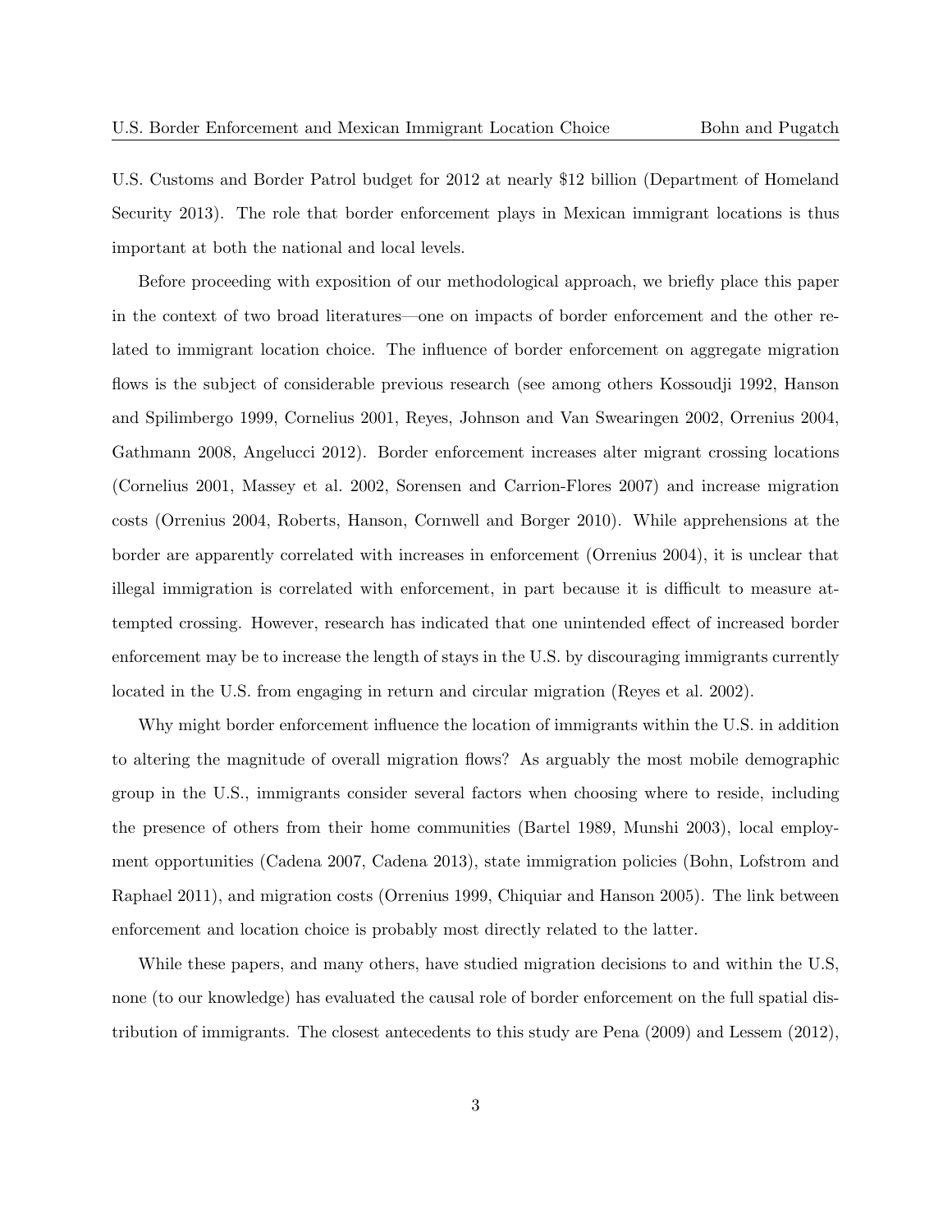U.S. Customs and Border Patrol budget for 2012 at nearly $12 billion (Department of Homeland Security 2013). The role that border enforcement plays in Mexican immigrant locations is thus important at both the national and local levels.

Before proceeding with exposition of our methodological approach, we briefly place this paper in the context of two broad literatures—one on impacts of border enforcement and the other related to immigrant location choice. The influence of border enforcement on aggregate migration flows is the subject of considerable previous research (see among others Kossoudji 1992, Hanson and Spilimbergo 1999, Cornelius 2001, Reyes, Johnson and Van Swearingen 2002, Orrenius 2004, Gathmann 2008, Angelucci 2012). Border enforcement increases alter migrant crossing locations (Cornelius 2001, Massey et al. 2002, Sorensen and Carrion-Flores 2007) and increase migration costs (Orrenius 2004, Roberts, Hanson, Cornwell and Borger 2010). While apprehensions at the border are apparently correlated with increases in enforcement (Orrenius 2004), it is unclear that illegal immigration is correlated with enforcement, in part because it is difficult to measure attempted crossing. However, research has indicated that one unintended effect of increased border enforcement may be to increase the length of stays in the U.S. by discouraging immigrants currently located in the U.S. from engaging in return and circular migration (Reyes et al. 2002).

Why might border enforcement influence the location of immigrants within the U.S. in addition to altering the magnitude of overall migration flows? As arguably the most mobile demographic group in the U.S., immigrants consider several factors when choosing where to reside, including the presence of others from their home communities (Bartel 1989, Munshi 2003), local employment opportunities (Cadena 2007, Cadena 2013), state immigration policies (Bohn, Lofstrom and Raphael 2011), and migration costs (Orrenius 1999, Chiquiar and Hanson 2005). The link between enforcement and location choice is probably most directly related to the latter.

While these papers, and many others, have studied migration decisions to and within the U.S, none (to our knowledge) has evaluated the causal role of border enforcement on the full spatial distribution of immigrants. The closest antecedents to this study are Pena (2009) and Lessem (2012),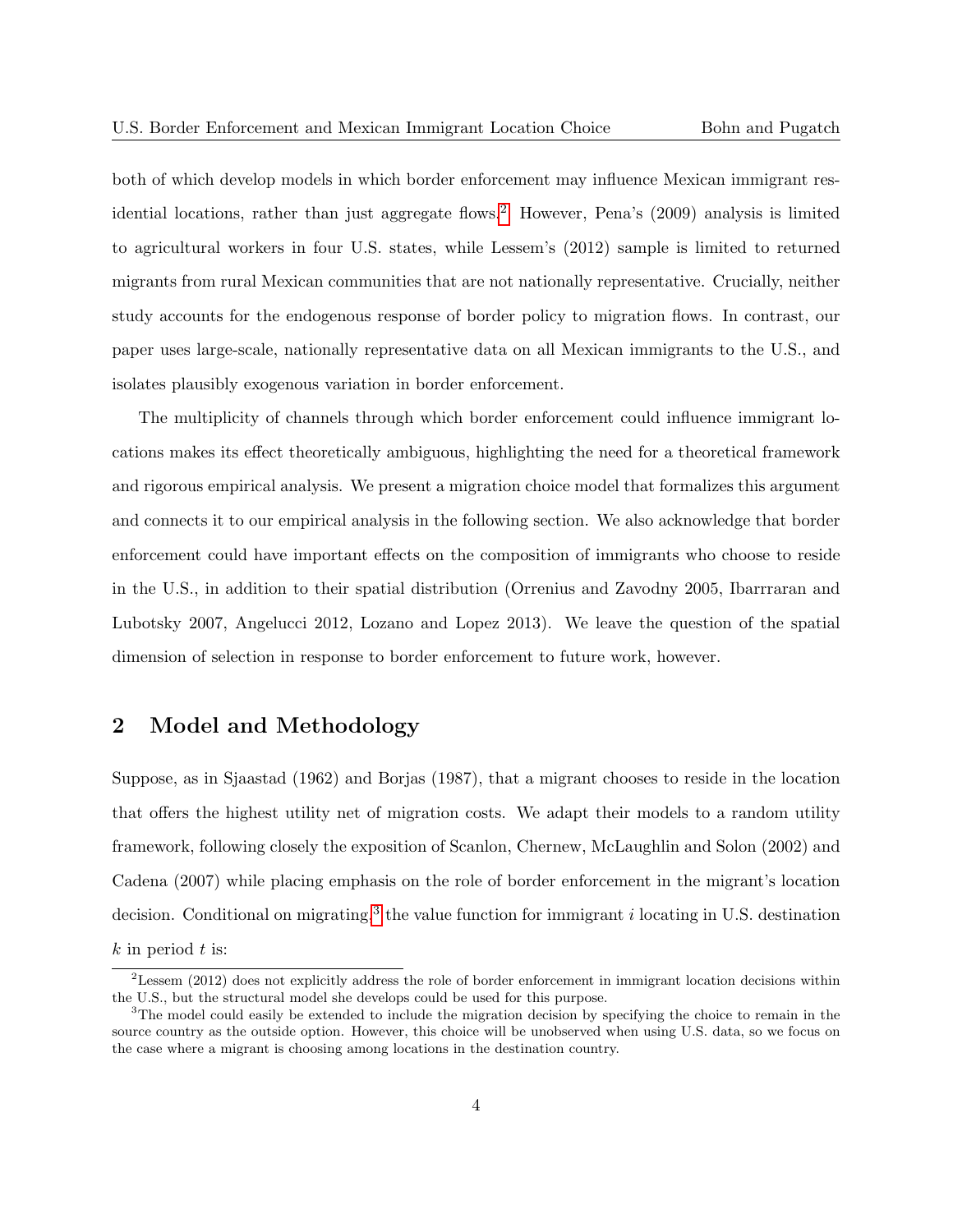both of which develop models in which border enforcement may influence Mexican immigrant residential locations, rather than just aggregate flows.[2] However, Pena's (2009) analysis is limited to agricultural workers in four U.S. states, while Lessem's (2012) sample is limited to returned migrants from rural Mexican communities that are not nationally representative. Crucially, neither study accounts for the endogenous response of border policy to migration flows. In contrast, our paper uses large-scale, nationally representative data on all Mexican immigrants to the U.S., and isolates plausibly exogenous variation in border enforcement.

The multiplicity of channels through which border enforcement could influence immigrant locations makes its effect theoretically ambiguous, highlighting the need for a theoretical framework and rigorous empirical analysis. We present a migration choice model that formalizes this argument and connects it to our empirical analysis in the following section. We also acknowledge that border enforcement could have important effects on the composition of immigrants who choose to reside in the U.S., in addition to their spatial distribution (Orrenius and Zavodny 2005, Ibarrraran and Lubotsky 2007, Angelucci 2012, Lozano and Lopez 2013). We leave the question of the spatial dimension of selection in response to border enforcement to future work, however.

## 2 Model and Methodology

Suppose, as in Sjaastad (1962) and Borjas (1987), that a migrant chooses to reside in the location that offers the highest utility net of migration costs. We adapt their models to a random utility framework, following closely the exposition of Scanlon, Chernew, McLaughlin and Solon (2002) and Cadena (2007) while placing emphasis on the role of border enforcement in the migrant's location decision. Conditional on migrating,[3] the value function for immigrant $i$ locating in U.S. destination $k$ in period $t$ is:

[2] Lessem (2012) does not explicitly address the role of border enforcement in immigrant location decisions within the U.S., but the structural model she develops could be used for this purpose.

[3] The model could easily be extended to include the migration decision by specifying the choice to remain in the source country as the outside option. However, this choice will be unobserved when using U.S. data, so we focus on the case where a migrant is choosing among locations in the destination country.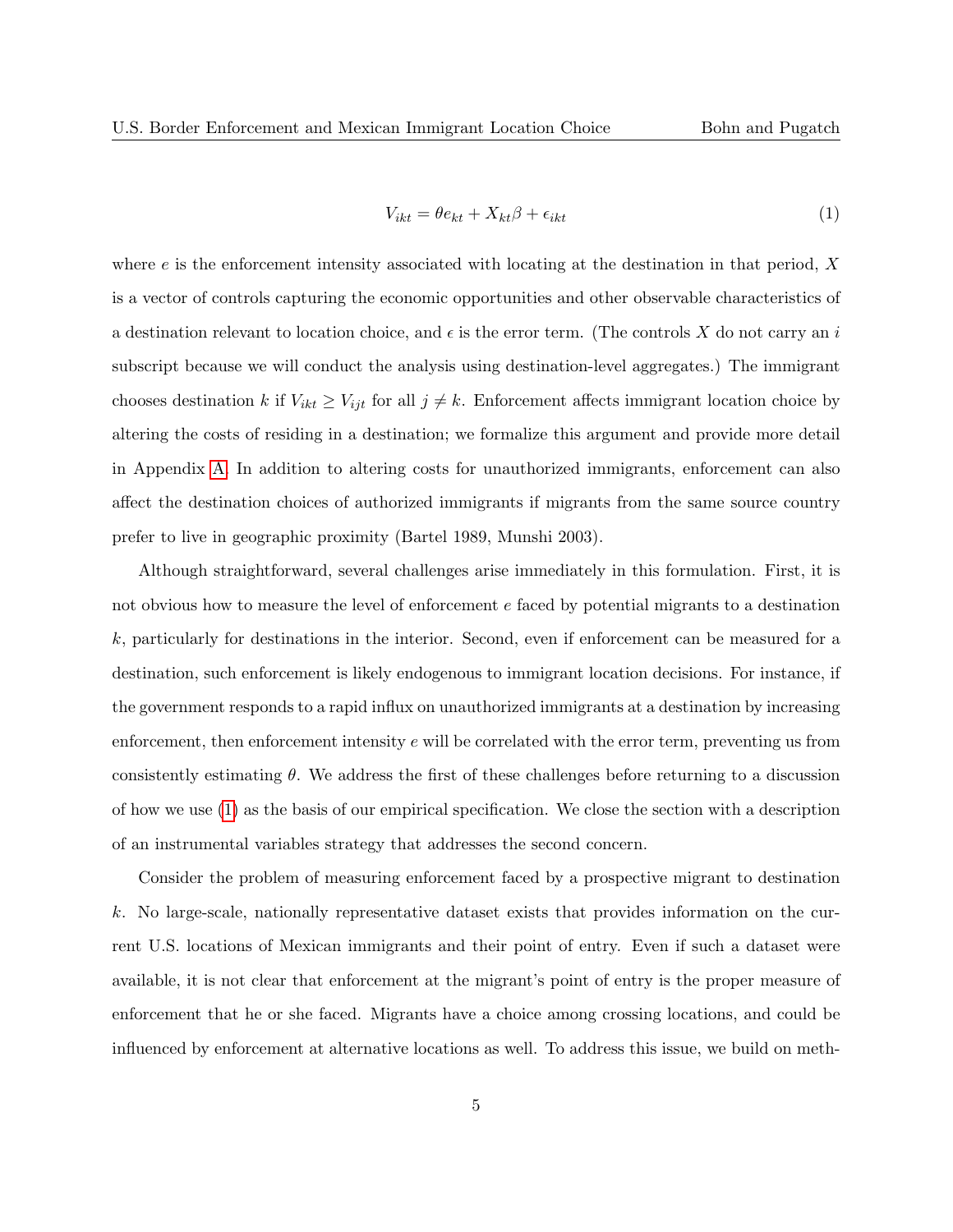$$V_{ikt} = \theta e_{kt} + X_{kt}\beta + \epsilon_{ikt} \tag{1}$$

where $e$ is the enforcement intensity associated with locating at the destination in that period, $X$ is a vector of controls capturing the economic opportunities and other observable characteristics of a destination relevant to location choice, and $\epsilon$ is the error term. (The controls $X$ do not carry an $i$ subscript because we will conduct the analysis using destination-level aggregates.) The immigrant chooses destination $k$ if $V_{ikt} \geq V_{ijt}$ for all $j \neq k$. Enforcement affects immigrant location choice by altering the costs of residing in a destination; we formalize this argument and provide more detail in Appendix A. In addition to altering costs for unauthorized immigrants, enforcement can also affect the destination choices of authorized immigrants if migrants from the same source country prefer to live in geographic proximity (Bartel 1989, Munshi 2003).

Although straightforward, several challenges arise immediately in this formulation. First, it is not obvious how to measure the level of enforcement $e$ faced by potential migrants to a destination $k$, particularly for destinations in the interior. Second, even if enforcement can be measured for a destination, such enforcement is likely endogenous to immigrant location decisions. For instance, if the government responds to a rapid influx on unauthorized immigrants at a destination by increasing enforcement, then enforcement intensity $e$ will be correlated with the error term, preventing us from consistently estimating $\theta$. We address the first of these challenges before returning to a discussion of how we use (1) as the basis of our empirical specification. We close the section with a description of an instrumental variables strategy that addresses the second concern.

Consider the problem of measuring enforcement faced by a prospective migrant to destination $k$. No large-scale, nationally representative dataset exists that provides information on the current U.S. locations of Mexican immigrants and their point of entry. Even if such a dataset were available, it is not clear that enforcement at the migrant's point of entry is the proper measure of enforcement that he or she faced. Migrants have a choice among crossing locations, and could be influenced by enforcement at alternative locations as well. To address this issue, we build on meth-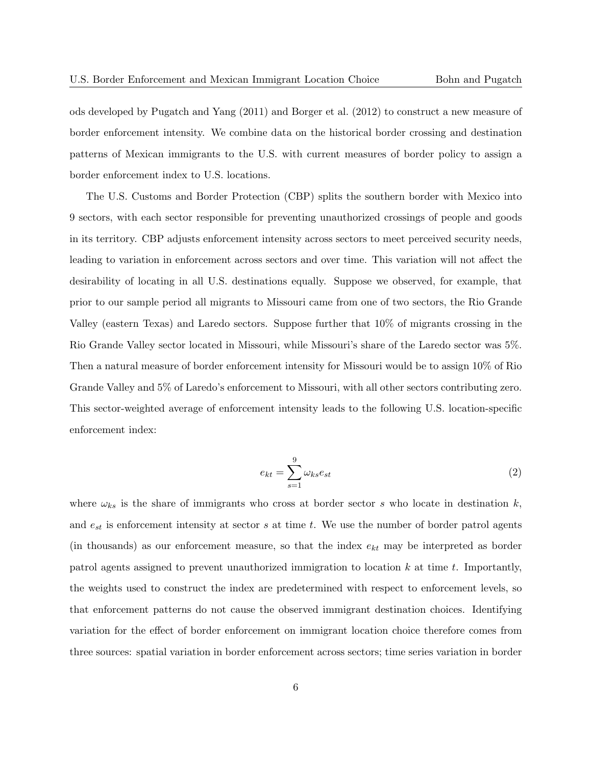ods developed by Pugatch and Yang (2011) and Borger et al. (2012) to construct a new measure of border enforcement intensity. We combine data on the historical border crossing and destination patterns of Mexican immigrants to the U.S. with current measures of border policy to assign a border enforcement index to U.S. locations.

The U.S. Customs and Border Protection (CBP) splits the southern border with Mexico into 9 sectors, with each sector responsible for preventing unauthorized crossings of people and goods in its territory. CBP adjusts enforcement intensity across sectors to meet perceived security needs, leading to variation in enforcement across sectors and over time. This variation will not affect the desirability of locating in all U.S. destinations equally. Suppose we observed, for example, that prior to our sample period all migrants to Missouri came from one of two sectors, the Rio Grande Valley (eastern Texas) and Laredo sectors. Suppose further that 10% of migrants crossing in the Rio Grande Valley sector located in Missouri, while Missouri's share of the Laredo sector was 5%. Then a natural measure of border enforcement intensity for Missouri would be to assign 10% of Rio Grande Valley and 5% of Laredo's enforcement to Missouri, with all other sectors contributing zero. This sector-weighted average of enforcement intensity leads to the following U.S. location-specific enforcement index:

$$e_{kt} = \sum_{s=1}^{9} \omega_{ks} e_{st} \tag{2}$$

where $\omega_{ks}$ is the share of immigrants who cross at border sector $s$ who locate in destination $k$, and $e_{st}$ is enforcement intensity at sector $s$ at time $t$. We use the number of border patrol agents (in thousands) as our enforcement measure, so that the index $e_{kt}$ may be interpreted as border patrol agents assigned to prevent unauthorized immigration to location $k$ at time $t$. Importantly, the weights used to construct the index are predetermined with respect to enforcement levels, so that enforcement patterns do not cause the observed immigrant destination choices. Identifying variation for the effect of border enforcement on immigrant location choice therefore comes from three sources: spatial variation in border enforcement across sectors; time series variation in border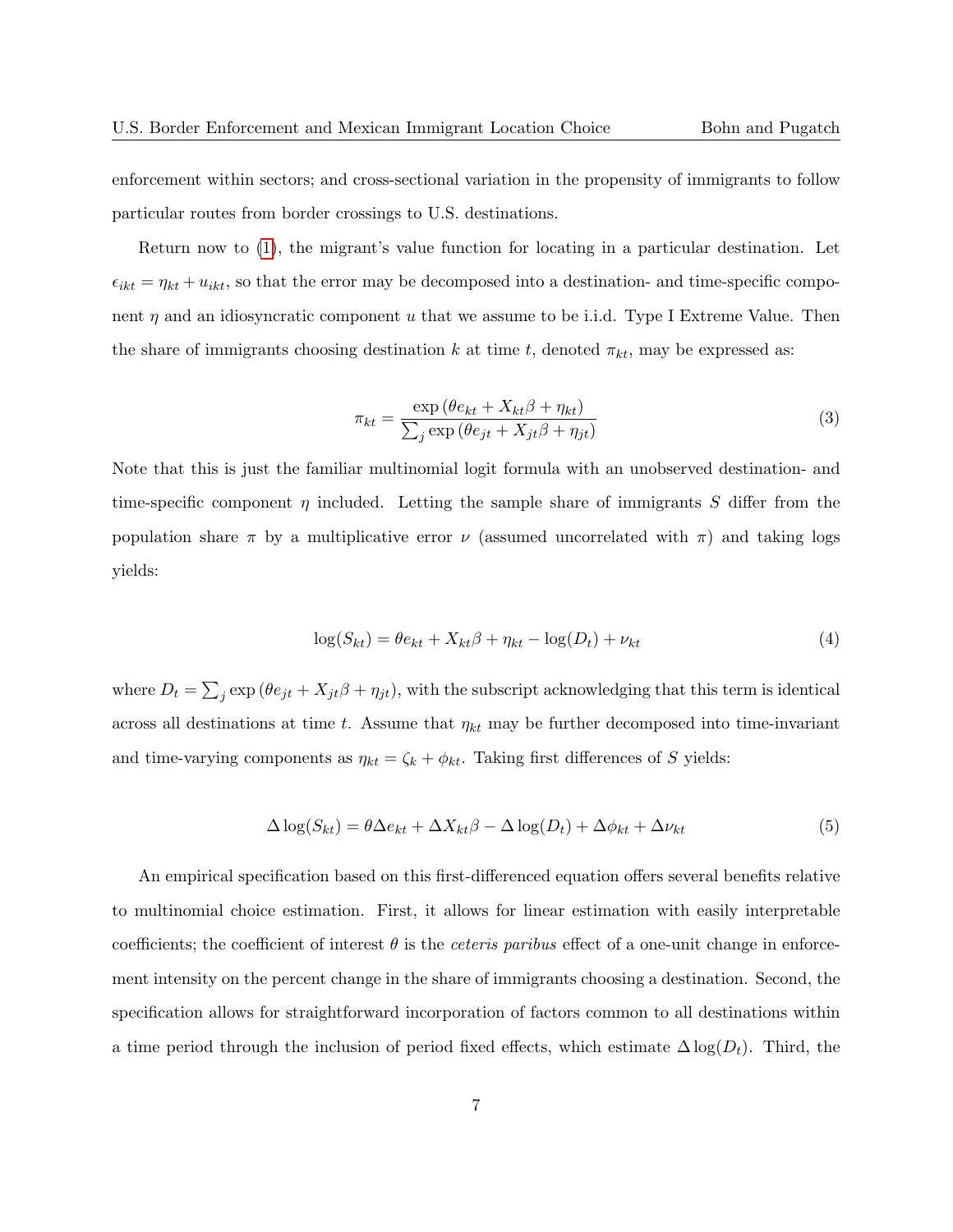enforcement within sectors; and cross-sectional variation in the propensity of immigrants to follow particular routes from border crossings to U.S. destinations.

Return now to (1), the migrant's value function for locating in a particular destination. Let $\epsilon_{ikt} = \eta_{kt} + u_{ikt}$, so that the error may be decomposed into a destination- and time-specific component $\eta$ and an idiosyncratic component $u$ that we assume to be i.i.d. Type I Extreme Value. Then the share of immigrants choosing destination $k$ at time $t$, denoted $\pi_{kt}$, may be expressed as:

$$\pi_{kt} = \frac{\exp\left(\theta e_{kt} + X_{kt}\beta + \eta_{kt}\right)}{\sum_j \exp\left(\theta e_{jt} + X_{jt}\beta + \eta_{jt}\right)} \tag{3}$$

Note that this is just the familiar multinomial logit formula with an unobserved destination- and time-specific component $\eta$ included. Letting the sample share of immigrants $S$ differ from the population share $\pi$ by a multiplicative error $\nu$ (assumed uncorrelated with $\pi$) and taking logs yields:

$$\log(S_{kt}) = \theta e_{kt} + X_{kt}\beta + \eta_{kt} - \log(D_t) + \nu_{kt} \tag{4}$$

where $D_t = \sum_j \exp\left(\theta e_{jt} + X_{jt}\beta + \eta_{jt}\right)$, with the subscript acknowledging that this term is identical across all destinations at time $t$. Assume that $\eta_{kt}$ may be further decomposed into time-invariant and time-varying components as $\eta_{kt} = \zeta_k + \phi_{kt}$. Taking first differences of $S$ yields:

$$\Delta \log(S_{kt}) = \theta \Delta e_{kt} + \Delta X_{kt}\beta - \Delta \log(D_t) + \Delta \phi_{kt} + \Delta \nu_{kt} \tag{5}$$

An empirical specification based on this first-differenced equation offers several benefits relative to multinomial choice estimation. First, it allows for linear estimation with easily interpretable coefficients; the coefficient of interest $\theta$ is the *ceteris paribus* effect of a one-unit change in enforcement intensity on the percent change in the share of immigrants choosing a destination. Second, the specification allows for straightforward incorporation of factors common to all destinations within a time period through the inclusion of period fixed effects, which estimate $\Delta \log(D_t)$. Third, the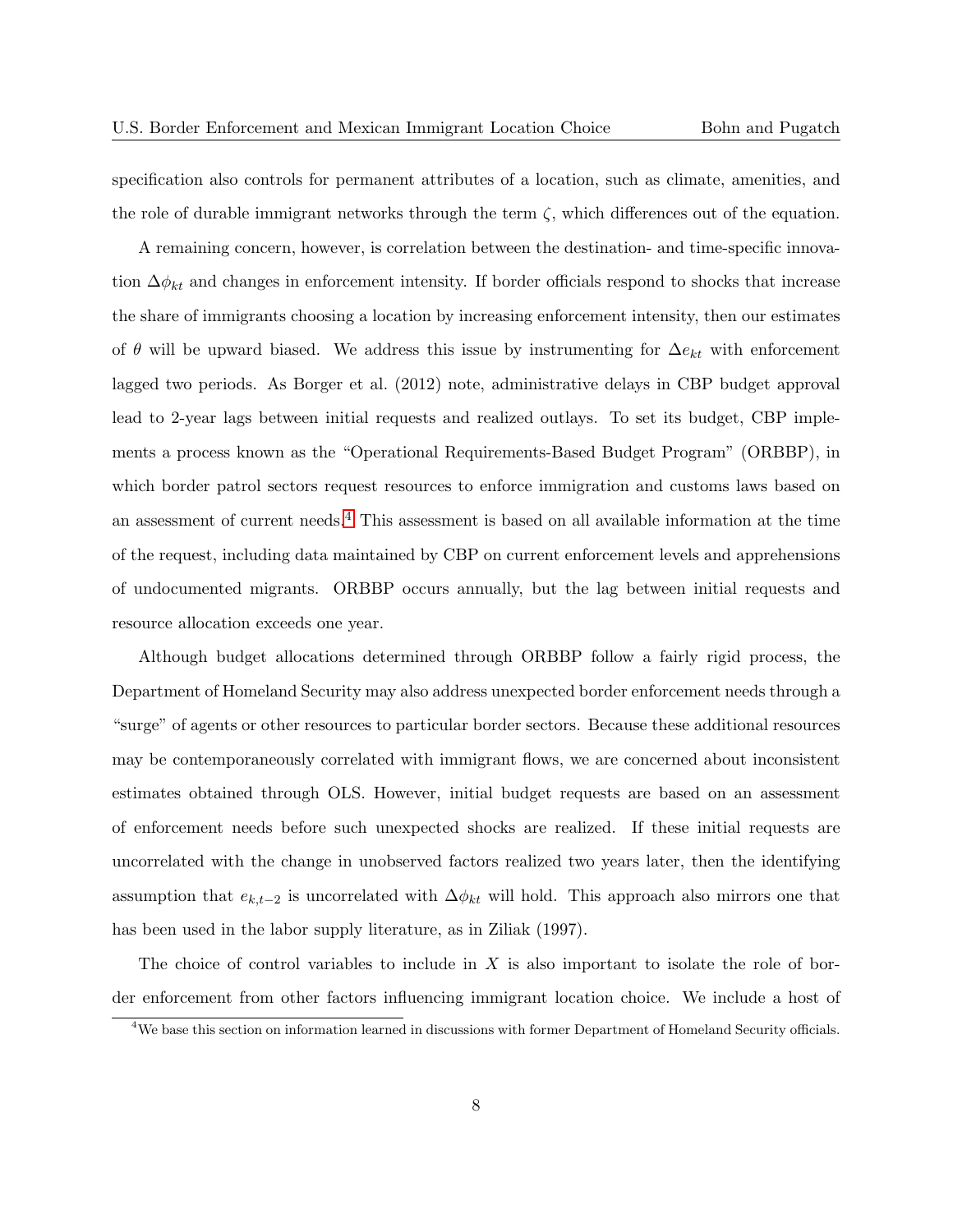specification also controls for permanent attributes of a location, such as climate, amenities, and the role of durable immigrant networks through the term $\zeta$, which differences out of the equation.

A remaining concern, however, is correlation between the destination- and time-specific innovation $\Delta\phi_{kt}$ and changes in enforcement intensity. If border officials respond to shocks that increase the share of immigrants choosing a location by increasing enforcement intensity, then our estimates of $\theta$ will be upward biased. We address this issue by instrumenting for $\Delta e_{kt}$ with enforcement lagged two periods. As Borger et al. (2012) note, administrative delays in CBP budget approval lead to 2-year lags between initial requests and realized outlays. To set its budget, CBP implements a process known as the "Operational Requirements-Based Budget Program" (ORBBP), in which border patrol sectors request resources to enforce immigration and customs laws based on an assessment of current needs.[4] This assessment is based on all available information at the time of the request, including data maintained by CBP on current enforcement levels and apprehensions of undocumented migrants. ORBBP occurs annually, but the lag between initial requests and resource allocation exceeds one year.

Although budget allocations determined through ORBBP follow a fairly rigid process, the Department of Homeland Security may also address unexpected border enforcement needs through a "surge" of agents or other resources to particular border sectors. Because these additional resources may be contemporaneously correlated with immigrant flows, we are concerned about inconsistent estimates obtained through OLS. However, initial budget requests are based on an assessment of enforcement needs before such unexpected shocks are realized. If these initial requests are uncorrelated with the change in unobserved factors realized two years later, then the identifying assumption that $e_{k,t-2}$ is uncorrelated with $\Delta\phi_{kt}$ will hold. This approach also mirrors one that has been used in the labor supply literature, as in Ziliak (1997).

The choice of control variables to include in $X$ is also important to isolate the role of border enforcement from other factors influencing immigrant location choice. We include a host of

[4] We base this section on information learned in discussions with former Department of Homeland Security officials.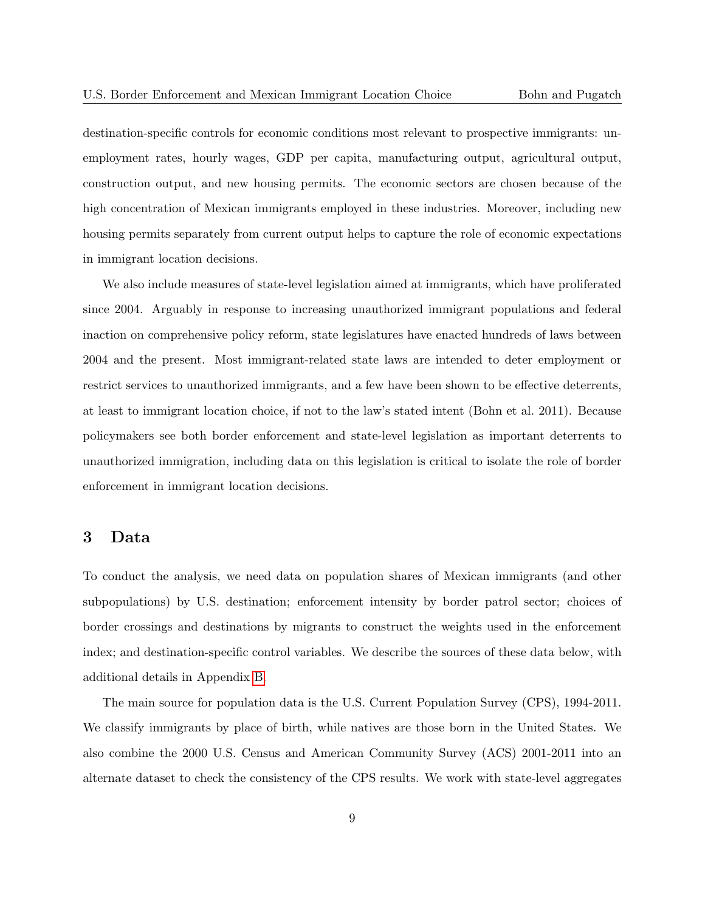destination-specific controls for economic conditions most relevant to prospective immigrants: unemployment rates, hourly wages, GDP per capita, manufacturing output, agricultural output, construction output, and new housing permits. The economic sectors are chosen because of the high concentration of Mexican immigrants employed in these industries. Moreover, including new housing permits separately from current output helps to capture the role of economic expectations in immigrant location decisions.

We also include measures of state-level legislation aimed at immigrants, which have proliferated since 2004. Arguably in response to increasing unauthorized immigrant populations and federal inaction on comprehensive policy reform, state legislatures have enacted hundreds of laws between 2004 and the present. Most immigrant-related state laws are intended to deter employment or restrict services to unauthorized immigrants, and a few have been shown to be effective deterrents, at least to immigrant location choice, if not to the law's stated intent (Bohn et al. 2011). Because policymakers see both border enforcement and state-level legislation as important deterrents to unauthorized immigration, including data on this legislation is critical to isolate the role of border enforcement in immigrant location decisions.

# 3 Data

To conduct the analysis, we need data on population shares of Mexican immigrants (and other subpopulations) by U.S. destination; enforcement intensity by border patrol sector; choices of border crossings and destinations by migrants to construct the weights used in the enforcement index; and destination-specific control variables. We describe the sources of these data below, with additional details in Appendix B.

The main source for population data is the U.S. Current Population Survey (CPS), 1994-2011. We classify immigrants by place of birth, while natives are those born in the United States. We also combine the 2000 U.S. Census and American Community Survey (ACS) 2001-2011 into an alternate dataset to check the consistency of the CPS results. We work with state-level aggregates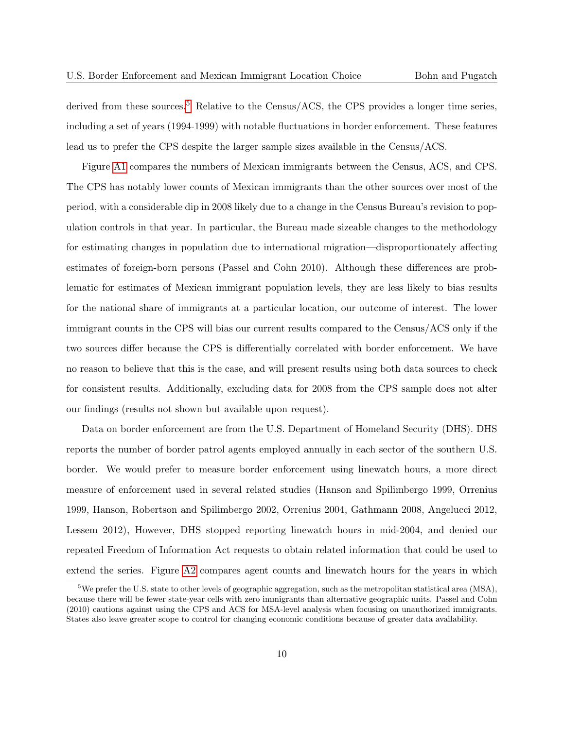derived from these sources.[5] Relative to the Census/ACS, the CPS provides a longer time series, including a set of years (1994-1999) with notable fluctuations in border enforcement. These features lead us to prefer the CPS despite the larger sample sizes available in the Census/ACS.

Figure A1 compares the numbers of Mexican immigrants between the Census, ACS, and CPS. The CPS has notably lower counts of Mexican immigrants than the other sources over most of the period, with a considerable dip in 2008 likely due to a change in the Census Bureau's revision to population controls in that year. In particular, the Bureau made sizeable changes to the methodology for estimating changes in population due to international migration—disproportionately affecting estimates of foreign-born persons (Passel and Cohn 2010). Although these differences are problematic for estimates of Mexican immigrant population levels, they are less likely to bias results for the national share of immigrants at a particular location, our outcome of interest. The lower immigrant counts in the CPS will bias our current results compared to the Census/ACS only if the two sources differ because the CPS is differentially correlated with border enforcement. We have no reason to believe that this is the case, and will present results using both data sources to check for consistent results. Additionally, excluding data for 2008 from the CPS sample does not alter our findings (results not shown but available upon request).

Data on border enforcement are from the U.S. Department of Homeland Security (DHS). DHS reports the number of border patrol agents employed annually in each sector of the southern U.S. border. We would prefer to measure border enforcement using linewatch hours, a more direct measure of enforcement used in several related studies (Hanson and Spilimbergo 1999, Orrenius 1999, Hanson, Robertson and Spilimbergo 2002, Orrenius 2004, Gathmann 2008, Angelucci 2012, Lessem 2012), However, DHS stopped reporting linewatch hours in mid-2004, and denied our repeated Freedom of Information Act requests to obtain related information that could be used to extend the series. Figure A2 compares agent counts and linewatch hours for the years in which

[5] We prefer the U.S. state to other levels of geographic aggregation, such as the metropolitan statistical area (MSA), because there will be fewer state-year cells with zero immigrants than alternative geographic units. Passel and Cohn (2010) cautions against using the CPS and ACS for MSA-level analysis when focusing on unauthorized immigrants. States also leave greater scope to control for changing economic conditions because of greater data availability.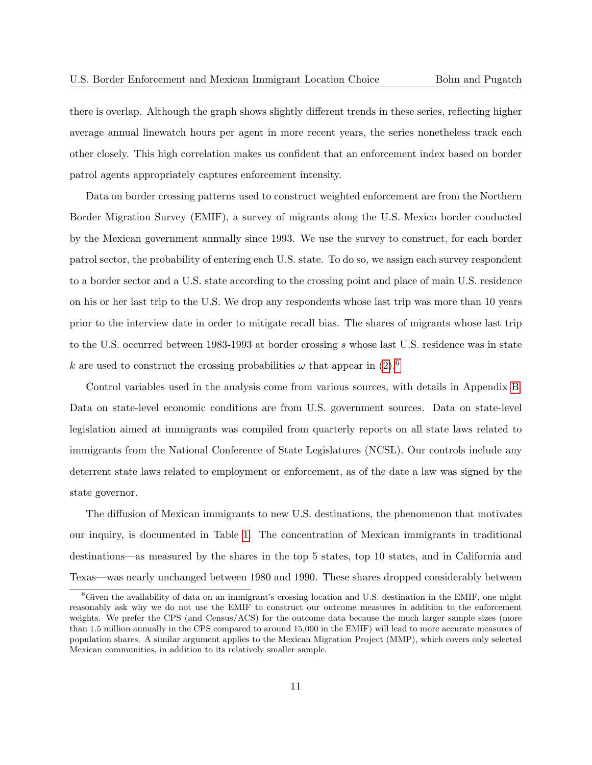there is overlap. Although the graph shows slightly different trends in these series, reflecting higher average annual linewatch hours per agent in more recent years, the series nonetheless track each other closely. This high correlation makes us confident that an enforcement index based on border patrol agents appropriately captures enforcement intensity.

Data on border crossing patterns used to construct weighted enforcement are from the Northern Border Migration Survey (EMIF), a survey of migrants along the U.S.-Mexico border conducted by the Mexican government annually since 1993. We use the survey to construct, for each border patrol sector, the probability of entering each U.S. state. To do so, we assign each survey respondent to a border sector and a U.S. state according to the crossing point and place of main U.S. residence on his or her last trip to the U.S. We drop any respondents whose last trip was more than 10 years prior to the interview date in order to mitigate recall bias. The shares of migrants whose last trip to the U.S. occurred between 1983-1993 at border crossing $s$ whose last U.S. residence was in state $k$ are used to construct the crossing probabilities $\omega$ that appear in (2).[6]

Control variables used in the analysis come from various sources, with details in Appendix B. Data on state-level economic conditions are from U.S. government sources. Data on state-level legislation aimed at immigrants was compiled from quarterly reports on all state laws related to immigrants from the National Conference of State Legislatures (NCSL). Our controls include any deterrent state laws related to employment or enforcement, as of the date a law was signed by the state governor.

The diffusion of Mexican immigrants to new U.S. destinations, the phenomenon that motivates our inquiry, is documented in Table 1. The concentration of Mexican immigrants in traditional destinations—as measured by the shares in the top 5 states, top 10 states, and in California and Texas—was nearly unchanged between 1980 and 1990. These shares dropped considerably between

[6] Given the availability of data on an immigrant's crossing location and U.S. destination in the EMIF, one might reasonably ask why we do not use the EMIF to construct our outcome measures in addition to the enforcement weights. We prefer the CPS (and Census/ACS) for the outcome data because the much larger sample sizes (more than 1.5 million annually in the CPS compared to around 15,000 in the EMIF) will lead to more accurate measures of population shares. A similar argument applies to the Mexican Migration Project (MMP), which covers only selected Mexican communities, in addition to its relatively smaller sample.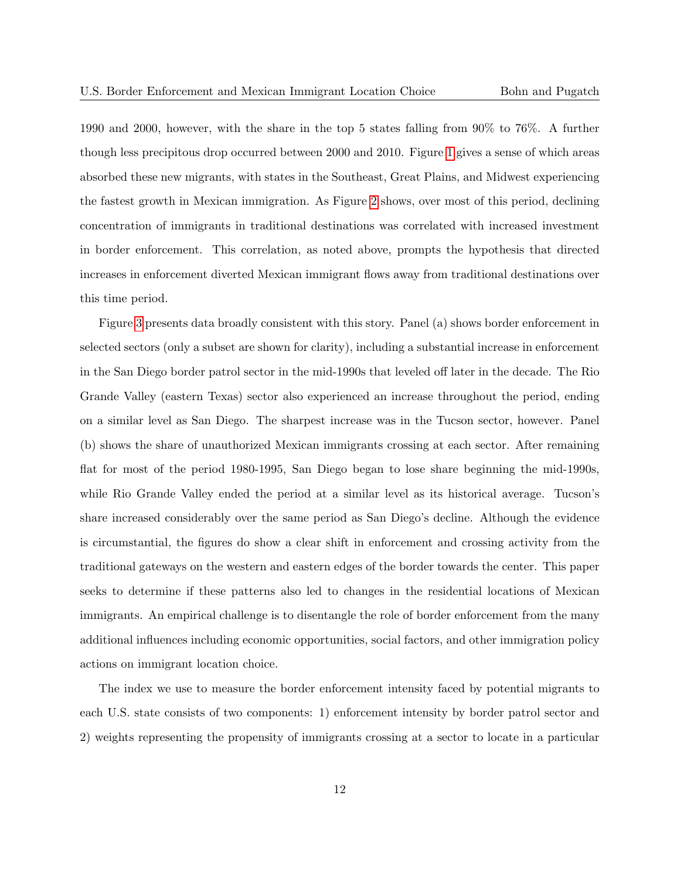1990 and 2000, however, with the share in the top 5 states falling from 90% to 76%. A further though less precipitous drop occurred between 2000 and 2010. Figure 1 gives a sense of which areas absorbed these new migrants, with states in the Southeast, Great Plains, and Midwest experiencing the fastest growth in Mexican immigration. As Figure 2 shows, over most of this period, declining concentration of immigrants in traditional destinations was correlated with increased investment in border enforcement. This correlation, as noted above, prompts the hypothesis that directed increases in enforcement diverted Mexican immigrant flows away from traditional destinations over this time period.

Figure 3 presents data broadly consistent with this story. Panel (a) shows border enforcement in selected sectors (only a subset are shown for clarity), including a substantial increase in enforcement in the San Diego border patrol sector in the mid-1990s that leveled off later in the decade. The Rio Grande Valley (eastern Texas) sector also experienced an increase throughout the period, ending on a similar level as San Diego. The sharpest increase was in the Tucson sector, however. Panel (b) shows the share of unauthorized Mexican immigrants crossing at each sector. After remaining flat for most of the period 1980-1995, San Diego began to lose share beginning the mid-1990s, while Rio Grande Valley ended the period at a similar level as its historical average. Tucson's share increased considerably over the same period as San Diego's decline. Although the evidence is circumstantial, the figures do show a clear shift in enforcement and crossing activity from the traditional gateways on the western and eastern edges of the border towards the center. This paper seeks to determine if these patterns also led to changes in the residential locations of Mexican immigrants. An empirical challenge is to disentangle the role of border enforcement from the many additional influences including economic opportunities, social factors, and other immigration policy actions on immigrant location choice.

The index we use to measure the border enforcement intensity faced by potential migrants to each U.S. state consists of two components: 1) enforcement intensity by border patrol sector and 2) weights representing the propensity of immigrants crossing at a sector to locate in a particular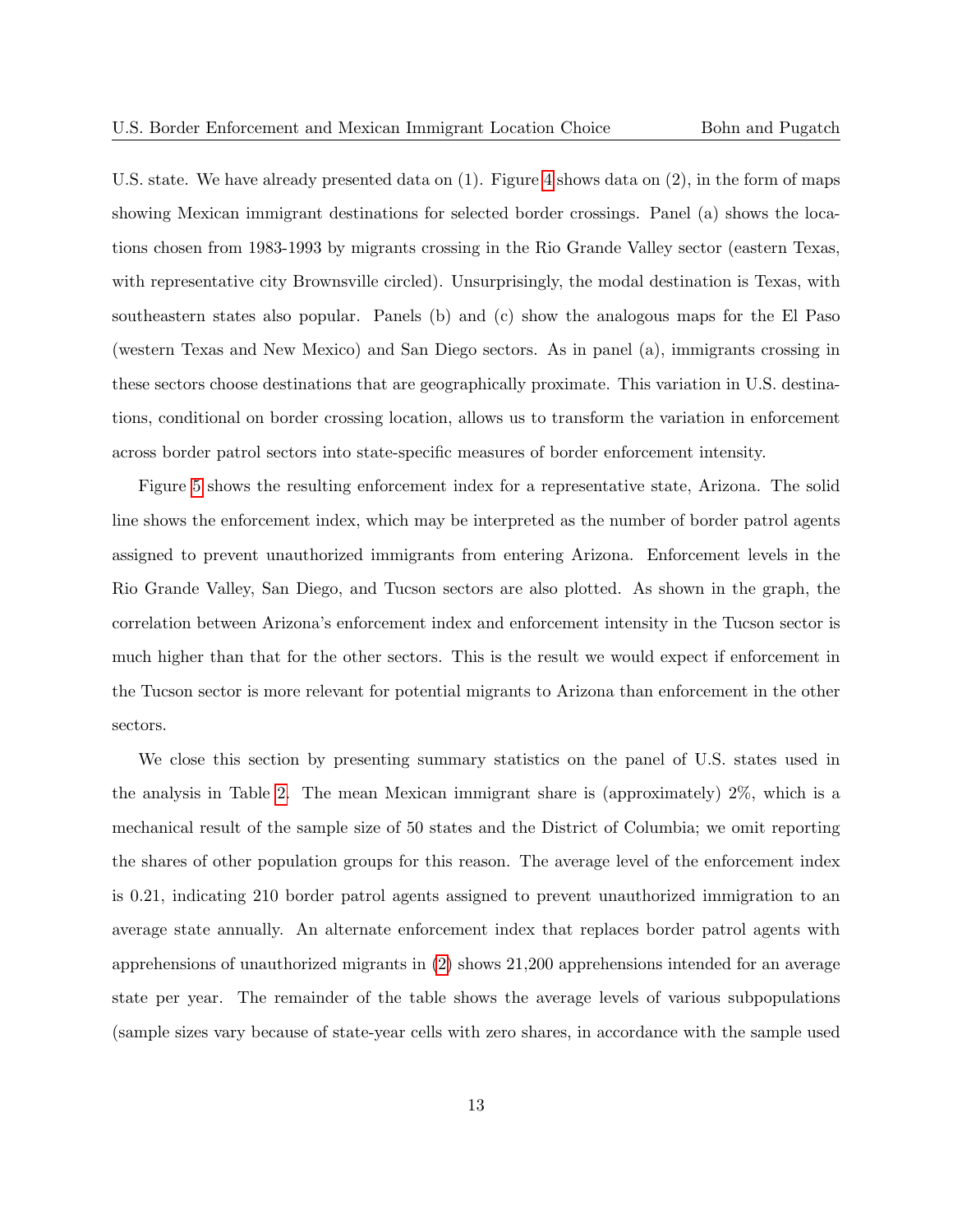U.S. state. We have already presented data on (1). Figure 4 shows data on (2), in the form of maps showing Mexican immigrant destinations for selected border crossings. Panel (a) shows the locations chosen from 1983-1993 by migrants crossing in the Rio Grande Valley sector (eastern Texas, with representative city Brownsville circled). Unsurprisingly, the modal destination is Texas, with southeastern states also popular. Panels (b) and (c) show the analogous maps for the El Paso (western Texas and New Mexico) and San Diego sectors. As in panel (a), immigrants crossing in these sectors choose destinations that are geographically proximate. This variation in U.S. destinations, conditional on border crossing location, allows us to transform the variation in enforcement across border patrol sectors into state-specific measures of border enforcement intensity.

Figure 5 shows the resulting enforcement index for a representative state, Arizona. The solid line shows the enforcement index, which may be interpreted as the number of border patrol agents assigned to prevent unauthorized immigrants from entering Arizona. Enforcement levels in the Rio Grande Valley, San Diego, and Tucson sectors are also plotted. As shown in the graph, the correlation between Arizona's enforcement index and enforcement intensity in the Tucson sector is much higher than that for the other sectors. This is the result we would expect if enforcement in the Tucson sector is more relevant for potential migrants to Arizona than enforcement in the other sectors.

We close this section by presenting summary statistics on the panel of U.S. states used in the analysis in Table 2. The mean Mexican immigrant share is (approximately) 2%, which is a mechanical result of the sample size of 50 states and the District of Columbia; we omit reporting the shares of other population groups for this reason. The average level of the enforcement index is 0.21, indicating 210 border patrol agents assigned to prevent unauthorized immigration to an average state annually. An alternate enforcement index that replaces border patrol agents with apprehensions of unauthorized migrants in (2) shows 21,200 apprehensions intended for an average state per year. The remainder of the table shows the average levels of various subpopulations (sample sizes vary because of state-year cells with zero shares, in accordance with the sample used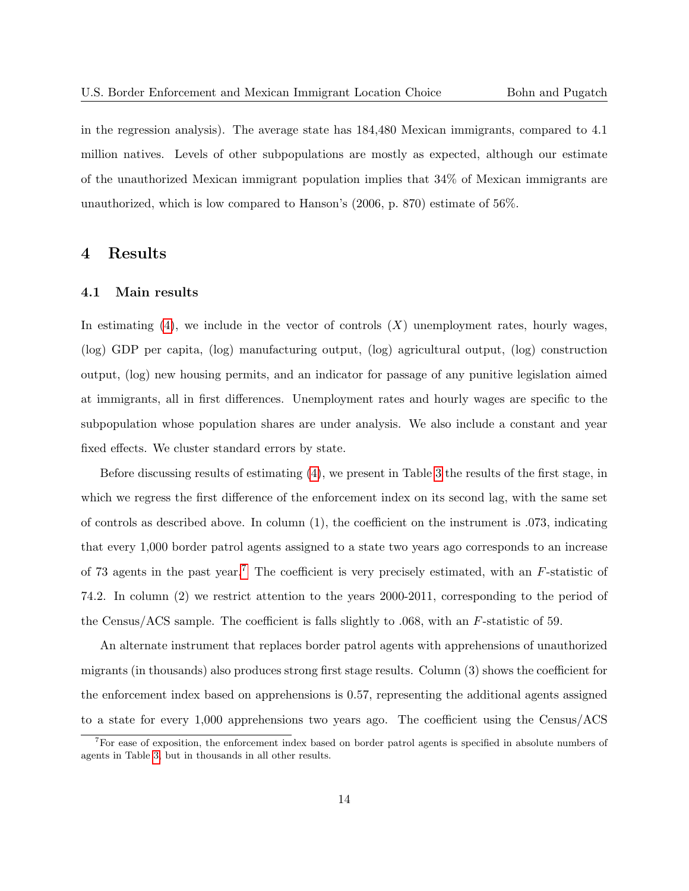in the regression analysis). The average state has 184,480 Mexican immigrants, compared to 4.1 million natives. Levels of other subpopulations are mostly as expected, although our estimate of the unauthorized Mexican immigrant population implies that 34% of Mexican immigrants are unauthorized, which is low compared to Hanson's (2006, p. 870) estimate of 56%.

# 4 Results

## 4.1 Main results

In estimating (4), we include in the vector of controls ($X$) unemployment rates, hourly wages, (log) GDP per capita, (log) manufacturing output, (log) agricultural output, (log) construction output, (log) new housing permits, and an indicator for passage of any punitive legislation aimed at immigrants, all in first differences. Unemployment rates and hourly wages are specific to the subpopulation whose population shares are under analysis. We also include a constant and year fixed effects. We cluster standard errors by state.

Before discussing results of estimating (4), we present in Table 3 the results of the first stage, in which we regress the first difference of the enforcement index on its second lag, with the same set of controls as described above. In column (1), the coefficient on the instrument is .073, indicating that every 1,000 border patrol agents assigned to a state two years ago corresponds to an increase of 73 agents in the past year.[7] The coefficient is very precisely estimated, with an $F$-statistic of 74.2. In column (2) we restrict attention to the years 2000-2011, corresponding to the period of the Census/ACS sample. The coefficient is falls slightly to .068, with an $F$-statistic of 59.

An alternate instrument that replaces border patrol agents with apprehensions of unauthorized migrants (in thousands) also produces strong first stage results. Column (3) shows the coefficient for the enforcement index based on apprehensions is 0.57, representing the additional agents assigned to a state for every 1,000 apprehensions two years ago. The coefficient using the Census/ACS

[7]For ease of exposition, the enforcement index based on border patrol agents is specified in absolute numbers of agents in Table 3, but in thousands in all other results.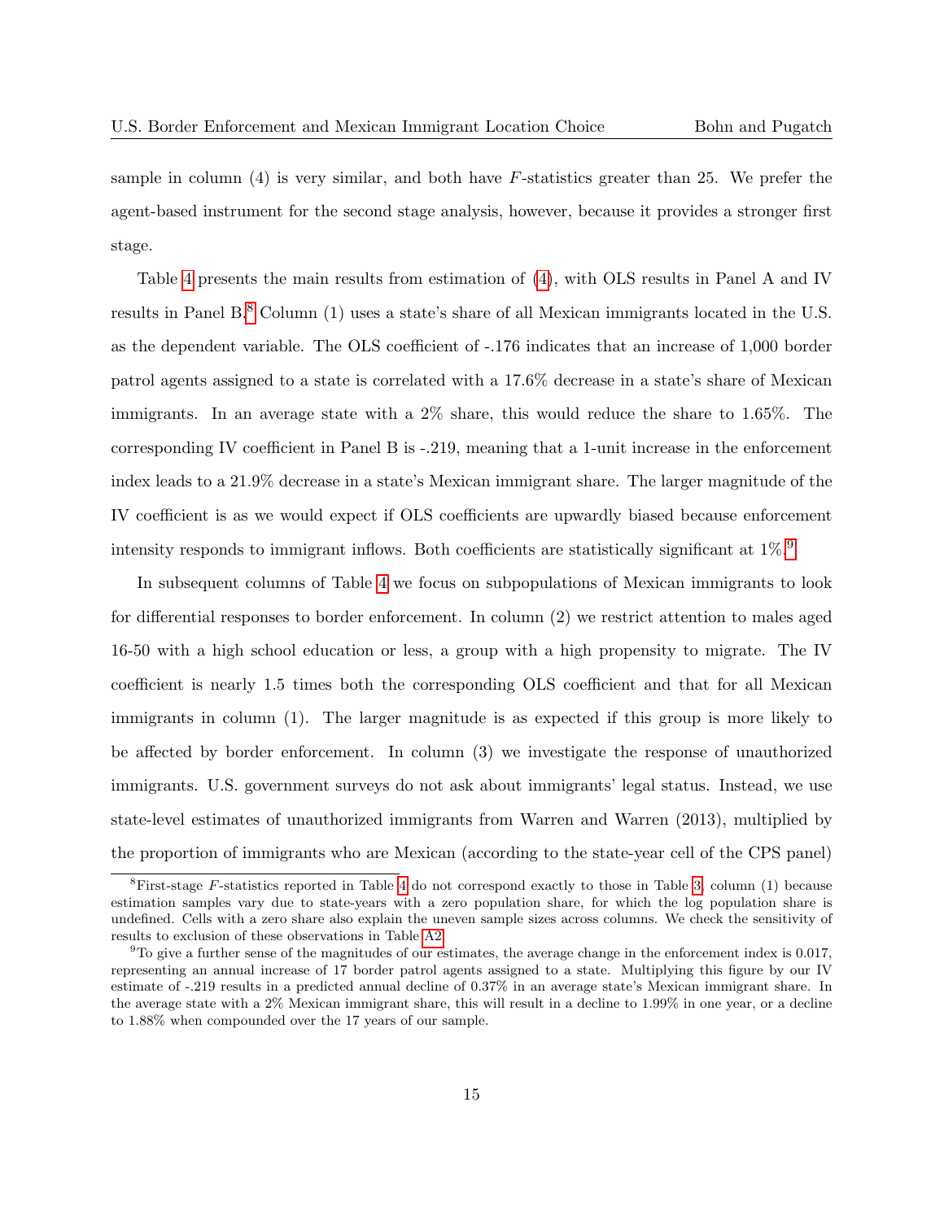sample in column (4) is very similar, and both have $F$-statistics greater than 25. We prefer the agent-based instrument for the second stage analysis, however, because it provides a stronger first stage.

Table 4 presents the main results from estimation of (4), with OLS results in Panel A and IV results in Panel B.[8] Column (1) uses a state's share of all Mexican immigrants located in the U.S. as the dependent variable. The OLS coefficient of -.176 indicates that an increase of 1,000 border patrol agents assigned to a state is correlated with a 17.6% decrease in a state's share of Mexican immigrants. In an average state with a 2% share, this would reduce the share to 1.65%. The corresponding IV coefficient in Panel B is -.219, meaning that a 1-unit increase in the enforcement index leads to a 21.9% decrease in a state's Mexican immigrant share. The larger magnitude of the IV coefficient is as we would expect if OLS coefficients are upwardly biased because enforcement intensity responds to immigrant inflows. Both coefficients are statistically significant at 1%.[9]

In subsequent columns of Table 4 we focus on subpopulations of Mexican immigrants to look for differential responses to border enforcement. In column (2) we restrict attention to males aged 16-50 with a high school education or less, a group with a high propensity to migrate. The IV coefficient is nearly 1.5 times both the corresponding OLS coefficient and that for all Mexican immigrants in column (1). The larger magnitude is as expected if this group is more likely to be affected by border enforcement. In column (3) we investigate the response of unauthorized immigrants. U.S. government surveys do not ask about immigrants' legal status. Instead, we use state-level estimates of unauthorized immigrants from Warren and Warren (2013), multiplied by the proportion of immigrants who are Mexican (according to the state-year cell of the CPS panel)

---

[8] First-stage $F$-statistics reported in Table 4 do not correspond exactly to those in Table 3, column (1) because estimation samples vary due to state-years with a zero population share, for which the log population share is undefined. Cells with a zero share also explain the uneven sample sizes across columns. We check the sensitivity of results to exclusion of these observations in Table A2.

[9] To give a further sense of the magnitudes of our estimates, the average change in the enforcement index is 0.017, representing an annual increase of 17 border patrol agents assigned to a state. Multiplying this figure by our IV estimate of -.219 results in a predicted annual decline of 0.37% in an average state's Mexican immigrant share. In the average state with a 2% Mexican immigrant share, this will result in a decline to 1.99% in one year, or a decline to 1.88% when compounded over the 17 years of our sample.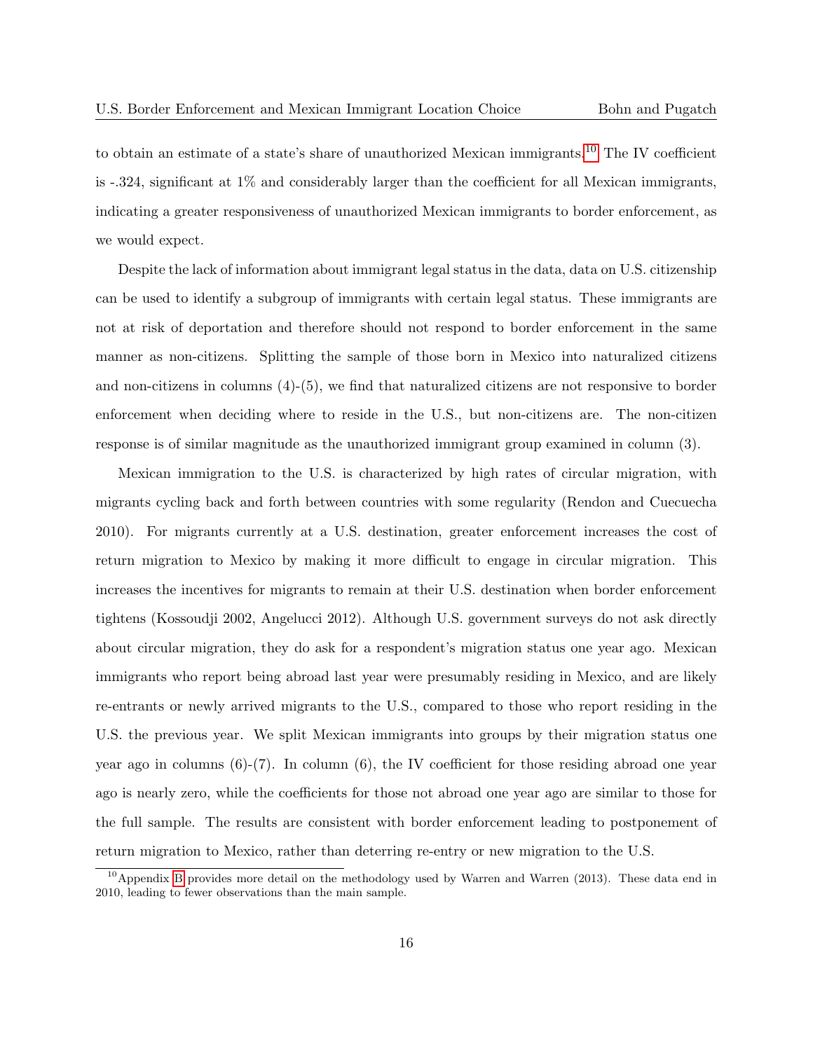to obtain an estimate of a state's share of unauthorized Mexican immigrants.[10] The IV coefficient is -.324, significant at 1% and considerably larger than the coefficient for all Mexican immigrants, indicating a greater responsiveness of unauthorized Mexican immigrants to border enforcement, as we would expect.

Despite the lack of information about immigrant legal status in the data, data on U.S. citizenship can be used to identify a subgroup of immigrants with certain legal status. These immigrants are not at risk of deportation and therefore should not respond to border enforcement in the same manner as non-citizens. Splitting the sample of those born in Mexico into naturalized citizens and non-citizens in columns (4)-(5), we find that naturalized citizens are not responsive to border enforcement when deciding where to reside in the U.S., but non-citizens are. The non-citizen response is of similar magnitude as the unauthorized immigrant group examined in column (3).

Mexican immigration to the U.S. is characterized by high rates of circular migration, with migrants cycling back and forth between countries with some regularity (Rendon and Cuecuecha 2010). For migrants currently at a U.S. destination, greater enforcement increases the cost of return migration to Mexico by making it more difficult to engage in circular migration. This increases the incentives for migrants to remain at their U.S. destination when border enforcement tightens (Kossoudji 2002, Angelucci 2012). Although U.S. government surveys do not ask directly about circular migration, they do ask for a respondent's migration status one year ago. Mexican immigrants who report being abroad last year were presumably residing in Mexico, and are likely re-entrants or newly arrived migrants to the U.S., compared to those who report residing in the U.S. the previous year. We split Mexican immigrants into groups by their migration status one year ago in columns (6)-(7). In column (6), the IV coefficient for those residing abroad one year ago is nearly zero, while the coefficients for those not abroad one year ago are similar to those for the full sample. The results are consistent with border enforcement leading to postponement of return migration to Mexico, rather than deterring re-entry or new migration to the U.S.

[10] Appendix B provides more detail on the methodology used by Warren and Warren (2013). These data end in 2010, leading to fewer observations than the main sample.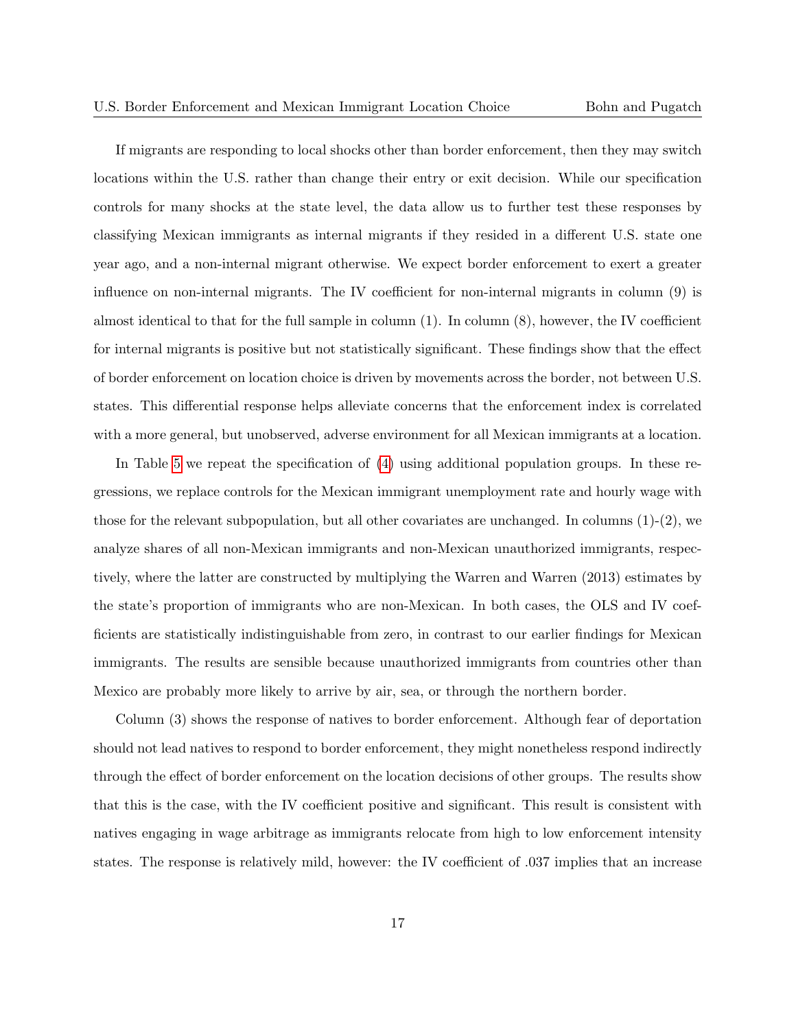If migrants are responding to local shocks other than border enforcement, then they may switch locations within the U.S. rather than change their entry or exit decision. While our specification controls for many shocks at the state level, the data allow us to further test these responses by classifying Mexican immigrants as internal migrants if they resided in a different U.S. state one year ago, and a non-internal migrant otherwise. We expect border enforcement to exert a greater influence on non-internal migrants. The IV coefficient for non-internal migrants in column (9) is almost identical to that for the full sample in column (1). In column (8), however, the IV coefficient for internal migrants is positive but not statistically significant. These findings show that the effect of border enforcement on location choice is driven by movements across the border, not between U.S. states. This differential response helps alleviate concerns that the enforcement index is correlated with a more general, but unobserved, adverse environment for all Mexican immigrants at a location.

In Table 5 we repeat the specification of (4) using additional population groups. In these regressions, we replace controls for the Mexican immigrant unemployment rate and hourly wage with those for the relevant subpopulation, but all other covariates are unchanged. In columns (1)-(2), we analyze shares of all non-Mexican immigrants and non-Mexican unauthorized immigrants, respectively, where the latter are constructed by multiplying the Warren and Warren (2013) estimates by the state's proportion of immigrants who are non-Mexican. In both cases, the OLS and IV coefficients are statistically indistinguishable from zero, in contrast to our earlier findings for Mexican immigrants. The results are sensible because unauthorized immigrants from countries other than Mexico are probably more likely to arrive by air, sea, or through the northern border.

Column (3) shows the response of natives to border enforcement. Although fear of deportation should not lead natives to respond to border enforcement, they might nonetheless respond indirectly through the effect of border enforcement on the location decisions of other groups. The results show that this is the case, with the IV coefficient positive and significant. This result is consistent with natives engaging in wage arbitrage as immigrants relocate from high to low enforcement intensity states. The response is relatively mild, however: the IV coefficient of .037 implies that an increase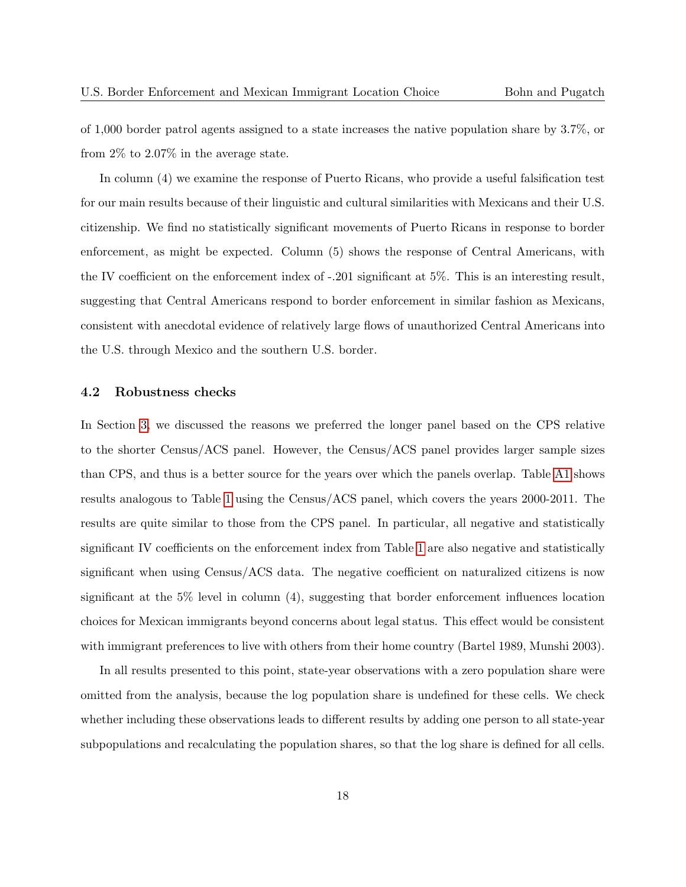of 1,000 border patrol agents assigned to a state increases the native population share by 3.7%, or from 2% to 2.07% in the average state.

In column (4) we examine the response of Puerto Ricans, who provide a useful falsification test for our main results because of their linguistic and cultural similarities with Mexicans and their U.S. citizenship. We find no statistically significant movements of Puerto Ricans in response to border enforcement, as might be expected. Column (5) shows the response of Central Americans, with the IV coefficient on the enforcement index of -.201 significant at 5%. This is an interesting result, suggesting that Central Americans respond to border enforcement in similar fashion as Mexicans, consistent with anecdotal evidence of relatively large flows of unauthorized Central Americans into the U.S. through Mexico and the southern U.S. border.

### 4.2 Robustness checks

In Section 3, we discussed the reasons we preferred the longer panel based on the CPS relative to the shorter Census/ACS panel. However, the Census/ACS panel provides larger sample sizes than CPS, and thus is a better source for the years over which the panels overlap. Table A1 shows results analogous to Table 1 using the Census/ACS panel, which covers the years 2000-2011. The results are quite similar to those from the CPS panel. In particular, all negative and statistically significant IV coefficients on the enforcement index from Table 1 are also negative and statistically significant when using Census/ACS data. The negative coefficient on naturalized citizens is now significant at the 5% level in column (4), suggesting that border enforcement influences location choices for Mexican immigrants beyond concerns about legal status. This effect would be consistent with immigrant preferences to live with others from their home country (Bartel 1989, Munshi 2003).

In all results presented to this point, state-year observations with a zero population share were omitted from the analysis, because the log population share is undefined for these cells. We check whether including these observations leads to different results by adding one person to all state-year subpopulations and recalculating the population shares, so that the log share is defined for all cells.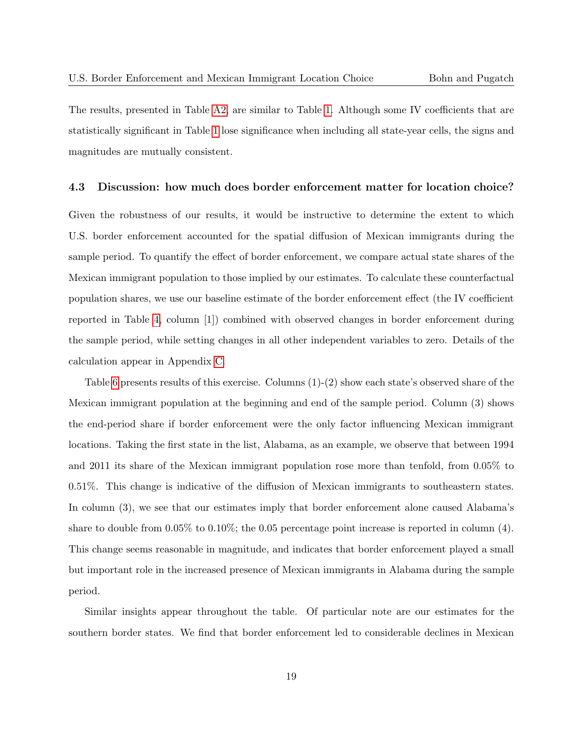The results, presented in Table A2, are similar to Table 1. Although some IV coefficients that are statistically significant in Table 1 lose significance when including all state-year cells, the signs and magnitudes are mutually consistent.

### 4.3 Discussion: how much does border enforcement matter for location choice?

Given the robustness of our results, it would be instructive to determine the extent to which U.S. border enforcement accounted for the spatial diffusion of Mexican immigrants during the sample period. To quantify the effect of border enforcement, we compare actual state shares of the Mexican immigrant population to those implied by our estimates. To calculate these counterfactual population shares, we use our baseline estimate of the border enforcement effect (the IV coefficient reported in Table 4, column [1]) combined with observed changes in border enforcement during the sample period, while setting changes in all other independent variables to zero. Details of the calculation appear in Appendix C.

Table 6 presents results of this exercise. Columns (1)-(2) show each state's observed share of the Mexican immigrant population at the beginning and end of the sample period. Column (3) shows the end-period share if border enforcement were the only factor influencing Mexican immigrant locations. Taking the first state in the list, Alabama, as an example, we observe that between 1994 and 2011 its share of the Mexican immigrant population rose more than tenfold, from 0.05% to 0.51%. This change is indicative of the diffusion of Mexican immigrants to southeastern states. In column (3), we see that our estimates imply that border enforcement alone caused Alabama's share to double from 0.05% to 0.10%; the 0.05 percentage point increase is reported in column (4). This change seems reasonable in magnitude, and indicates that border enforcement played a small but important role in the increased presence of Mexican immigrants in Alabama during the sample period.

Similar insights appear throughout the table. Of particular note are our estimates for the southern border states. We find that border enforcement led to considerable declines in Mexican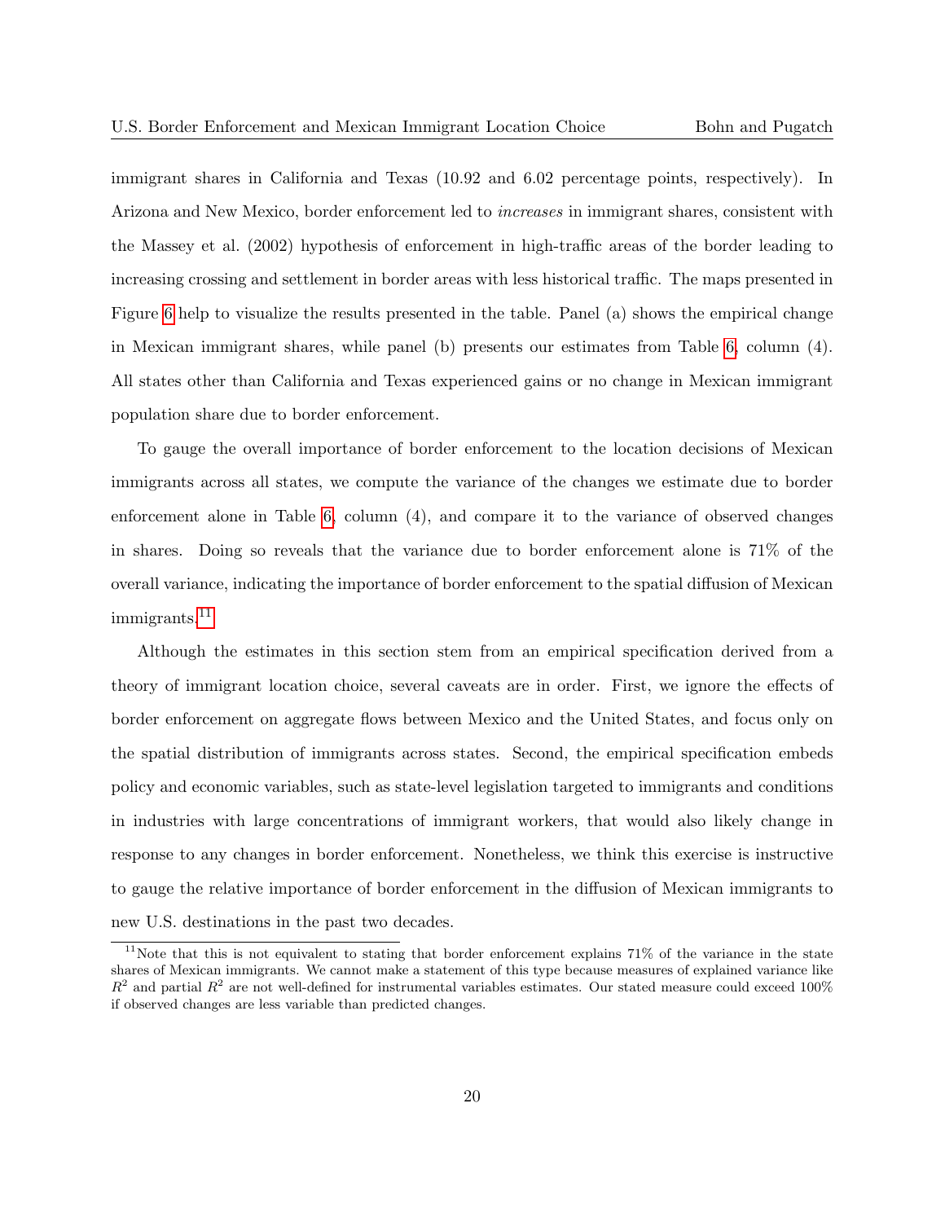immigrant shares in California and Texas (10.92 and 6.02 percentage points, respectively). In Arizona and New Mexico, border enforcement led to *increases* in immigrant shares, consistent with the Massey et al. (2002) hypothesis of enforcement in high-traffic areas of the border leading to increasing crossing and settlement in border areas with less historical traffic. The maps presented in Figure 6 help to visualize the results presented in the table. Panel (a) shows the empirical change in Mexican immigrant shares, while panel (b) presents our estimates from Table 6, column (4). All states other than California and Texas experienced gains or no change in Mexican immigrant population share due to border enforcement.

To gauge the overall importance of border enforcement to the location decisions of Mexican immigrants across all states, we compute the variance of the changes we estimate due to border enforcement alone in Table 6, column (4), and compare it to the variance of observed changes in shares. Doing so reveals that the variance due to border enforcement alone is 71% of the overall variance, indicating the importance of border enforcement to the spatial diffusion of Mexican immigrants.[11]

Although the estimates in this section stem from an empirical specification derived from a theory of immigrant location choice, several caveats are in order. First, we ignore the effects of border enforcement on aggregate flows between Mexico and the United States, and focus only on the spatial distribution of immigrants across states. Second, the empirical specification embeds policy and economic variables, such as state-level legislation targeted to immigrants and conditions in industries with large concentrations of immigrant workers, that would also likely change in response to any changes in border enforcement. Nonetheless, we think this exercise is instructive to gauge the relative importance of border enforcement in the diffusion of Mexican immigrants to new U.S. destinations in the past two decades.

[11] Note that this is not equivalent to stating that border enforcement explains 71% of the variance in the state shares of Mexican immigrants. We cannot make a statement of this type because measures of explained variance like $R^2$ and partial $R^2$ are not well-defined for instrumental variables estimates. Our stated measure could exceed 100% if observed changes are less variable than predicted changes.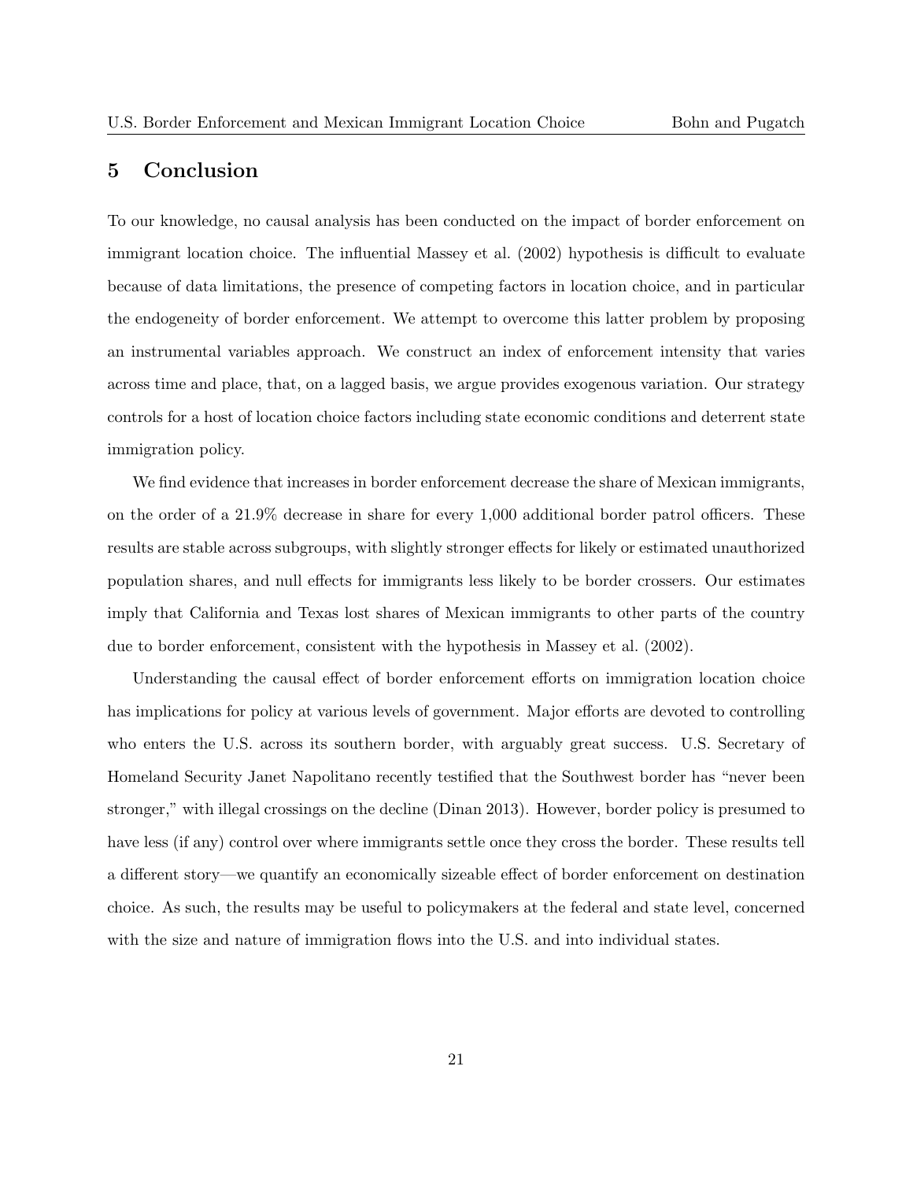## 5 Conclusion

To our knowledge, no causal analysis has been conducted on the impact of border enforcement on immigrant location choice. The influential Massey et al. (2002) hypothesis is difficult to evaluate because of data limitations, the presence of competing factors in location choice, and in particular the endogeneity of border enforcement. We attempt to overcome this latter problem by proposing an instrumental variables approach. We construct an index of enforcement intensity that varies across time and place, that, on a lagged basis, we argue provides exogenous variation. Our strategy controls for a host of location choice factors including state economic conditions and deterrent state immigration policy.

We find evidence that increases in border enforcement decrease the share of Mexican immigrants, on the order of a 21.9% decrease in share for every 1,000 additional border patrol officers. These results are stable across subgroups, with slightly stronger effects for likely or estimated unauthorized population shares, and null effects for immigrants less likely to be border crossers. Our estimates imply that California and Texas lost shares of Mexican immigrants to other parts of the country due to border enforcement, consistent with the hypothesis in Massey et al. (2002).

Understanding the causal effect of border enforcement efforts on immigration location choice has implications for policy at various levels of government. Major efforts are devoted to controlling who enters the U.S. across its southern border, with arguably great success. U.S. Secretary of Homeland Security Janet Napolitano recently testified that the Southwest border has "never been stronger," with illegal crossings on the decline (Dinan 2013). However, border policy is presumed to have less (if any) control over where immigrants settle once they cross the border. These results tell a different story—we quantify an economically sizeable effect of border enforcement on destination choice. As such, the results may be useful to policymakers at the federal and state level, concerned with the size and nature of immigration flows into the U.S. and into individual states.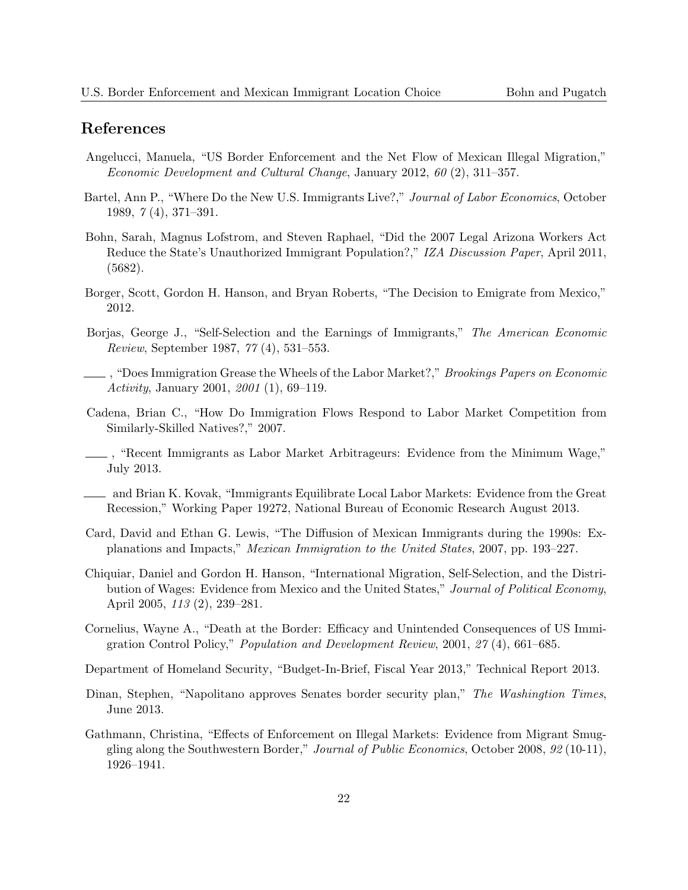## References

Angelucci, Manuela, "US Border Enforcement and the Net Flow of Mexican Illegal Migration," *Economic Development and Cultural Change*, January 2012, *60* (2), 311–357.

Bartel, Ann P., "Where Do the New U.S. Immigrants Live?," *Journal of Labor Economics*, October 1989, *7* (4), 371–391.

Bohn, Sarah, Magnus Lofstrom, and Steven Raphael, "Did the 2007 Legal Arizona Workers Act Reduce the State's Unauthorized Immigrant Population?," *IZA Discussion Paper*, April 2011, (5682).

Borger, Scott, Gordon H. Hanson, and Bryan Roberts, "The Decision to Emigrate from Mexico," 2012.

Borjas, George J., "Self-Selection and the Earnings of Immigrants," *The American Economic Review*, September 1987, *77* (4), 531–553.

\_\_\_\_, "Does Immigration Grease the Wheels of the Labor Market?," *Brookings Papers on Economic Activity*, January 2001, *2001* (1), 69–119.

Cadena, Brian C., "How Do Immigration Flows Respond to Labor Market Competition from Similarly-Skilled Natives?," 2007.

\_\_\_\_, "Recent Immigrants as Labor Market Arbitrageurs: Evidence from the Minimum Wage," July 2013.

\_\_\_\_ and Brian K. Kovak, "Immigrants Equilibrate Local Labor Markets: Evidence from the Great Recession," Working Paper 19272, National Bureau of Economic Research August 2013.

Card, David and Ethan G. Lewis, "The Diffusion of Mexican Immigrants during the 1990s: Explanations and Impacts," *Mexican Immigration to the United States*, 2007, pp. 193–227.

Chiquiar, Daniel and Gordon H. Hanson, "International Migration, Self-Selection, and the Distribution of Wages: Evidence from Mexico and the United States," *Journal of Political Economy*, April 2005, *113* (2), 239–281.

Cornelius, Wayne A., "Death at the Border: Efficacy and Unintended Consequences of US Immigration Control Policy," *Population and Development Review*, 2001, *27* (4), 661–685.

Department of Homeland Security, "Budget-In-Brief, Fiscal Year 2013," Technical Report 2013.

Dinan, Stephen, "Napolitano approves Senates border security plan," *The Washingtion Times*, June 2013.

Gathmann, Christina, "Effects of Enforcement on Illegal Markets: Evidence from Migrant Smuggling along the Southwestern Border," *Journal of Public Economics*, October 2008, *92* (10-11), 1926–1941.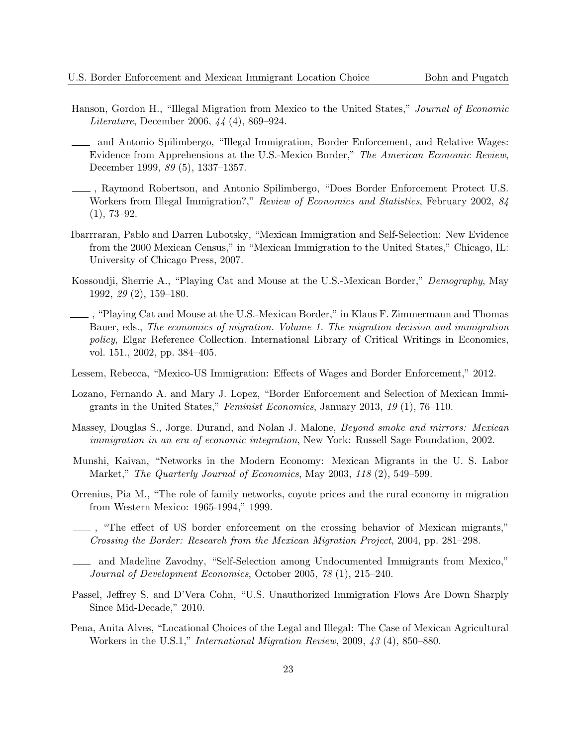Hanson, Gordon H., "Illegal Migration from Mexico to the United States," *Journal of Economic Literature*, December 2006, *44* (4), 869–924.

\_\_\_\_ and Antonio Spilimbergo, "Illegal Immigration, Border Enforcement, and Relative Wages: Evidence from Apprehensions at the U.S.-Mexico Border," *The American Economic Review*, December 1999, *89* (5), 1337–1357.

\_\_\_\_, Raymond Robertson, and Antonio Spilimbergo, "Does Border Enforcement Protect U.S. Workers from Illegal Immigration?," *Review of Economics and Statistics*, February 2002, *84* (1), 73–92.

Ibarrraran, Pablo and Darren Lubotsky, "Mexican Immigration and Self-Selection: New Evidence from the 2000 Mexican Census," in "Mexican Immigration to the United States," Chicago, IL: University of Chicago Press, 2007.

Kossoudji, Sherrie A., "Playing Cat and Mouse at the U.S.-Mexican Border," *Demography*, May 1992, *29* (2), 159–180.

\_\_\_\_, "Playing Cat and Mouse at the U.S.-Mexican Border," in Klaus F. Zimmermann and Thomas Bauer, eds., *The economics of migration. Volume 1. The migration decision and immigration policy*, Elgar Reference Collection. International Library of Critical Writings in Economics, vol. 151., 2002, pp. 384–405.

Lessem, Rebecca, "Mexico-US Immigration: Effects of Wages and Border Enforcement," 2012.

Lozano, Fernando A. and Mary J. Lopez, "Border Enforcement and Selection of Mexican Immigrants in the United States," *Feminist Economics*, January 2013, *19* (1), 76–110.

Massey, Douglas S., Jorge. Durand, and Nolan J. Malone, *Beyond smoke and mirrors: Mexican immigration in an era of economic integration*, New York: Russell Sage Foundation, 2002.

Munshi, Kaivan, "Networks in the Modern Economy: Mexican Migrants in the U. S. Labor Market," *The Quarterly Journal of Economics*, May 2003, *118* (2), 549–599.

Orrenius, Pia M., "The role of family networks, coyote prices and the rural economy in migration from Western Mexico: 1965-1994," 1999.

\_\_\_\_, "The effect of US border enforcement on the crossing behavior of Mexican migrants," *Crossing the Border: Research from the Mexican Migration Project*, 2004, pp. 281–298.

\_\_\_\_ and Madeline Zavodny, "Self-Selection among Undocumented Immigrants from Mexico," *Journal of Development Economics*, October 2005, *78* (1), 215–240.

Passel, Jeffrey S. and D'Vera Cohn, "U.S. Unauthorized Immigration Flows Are Down Sharply Since Mid-Decade," 2010.

Pena, Anita Alves, "Locational Choices of the Legal and Illegal: The Case of Mexican Agricultural Workers in the U.S.1," *International Migration Review*, 2009, *43* (4), 850–880.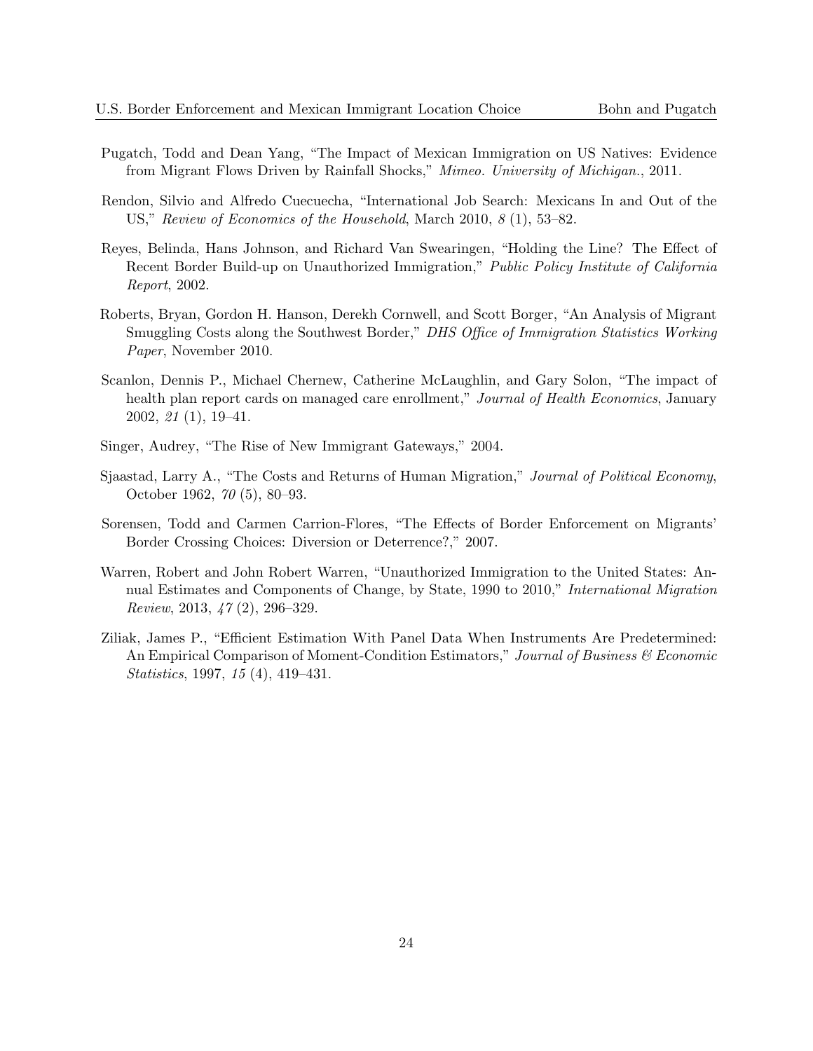Pugatch, Todd and Dean Yang, "The Impact of Mexican Immigration on US Natives: Evidence from Migrant Flows Driven by Rainfall Shocks," *Mimeo. University of Michigan.*, 2011.

Rendon, Silvio and Alfredo Cuecuecha, "International Job Search: Mexicans In and Out of the US," *Review of Economics of the Household*, March 2010, *8* (1), 53–82.

Reyes, Belinda, Hans Johnson, and Richard Van Swearingen, "Holding the Line? The Effect of Recent Border Build-up on Unauthorized Immigration," *Public Policy Institute of California Report*, 2002.

Roberts, Bryan, Gordon H. Hanson, Derekh Cornwell, and Scott Borger, "An Analysis of Migrant Smuggling Costs along the Southwest Border," *DHS Office of Immigration Statistics Working Paper*, November 2010.

Scanlon, Dennis P., Michael Chernew, Catherine McLaughlin, and Gary Solon, "The impact of health plan report cards on managed care enrollment," *Journal of Health Economics*, January 2002, *21* (1), 19–41.

Singer, Audrey, "The Rise of New Immigrant Gateways," 2004.

Sjaastad, Larry A., "The Costs and Returns of Human Migration," *Journal of Political Economy*, October 1962, *70* (5), 80–93.

Sorensen, Todd and Carmen Carrion-Flores, "The Effects of Border Enforcement on Migrants' Border Crossing Choices: Diversion or Deterrence?," 2007.

Warren, Robert and John Robert Warren, "Unauthorized Immigration to the United States: Annual Estimates and Components of Change, by State, 1990 to 2010," *International Migration Review*, 2013, *47* (2), 296–329.

Ziliak, James P., "Efficient Estimation With Panel Data When Instruments Are Predetermined: An Empirical Comparison of Moment-Condition Estimators," *Journal of Business & Economic Statistics*, 1997, *15* (4), 419–431.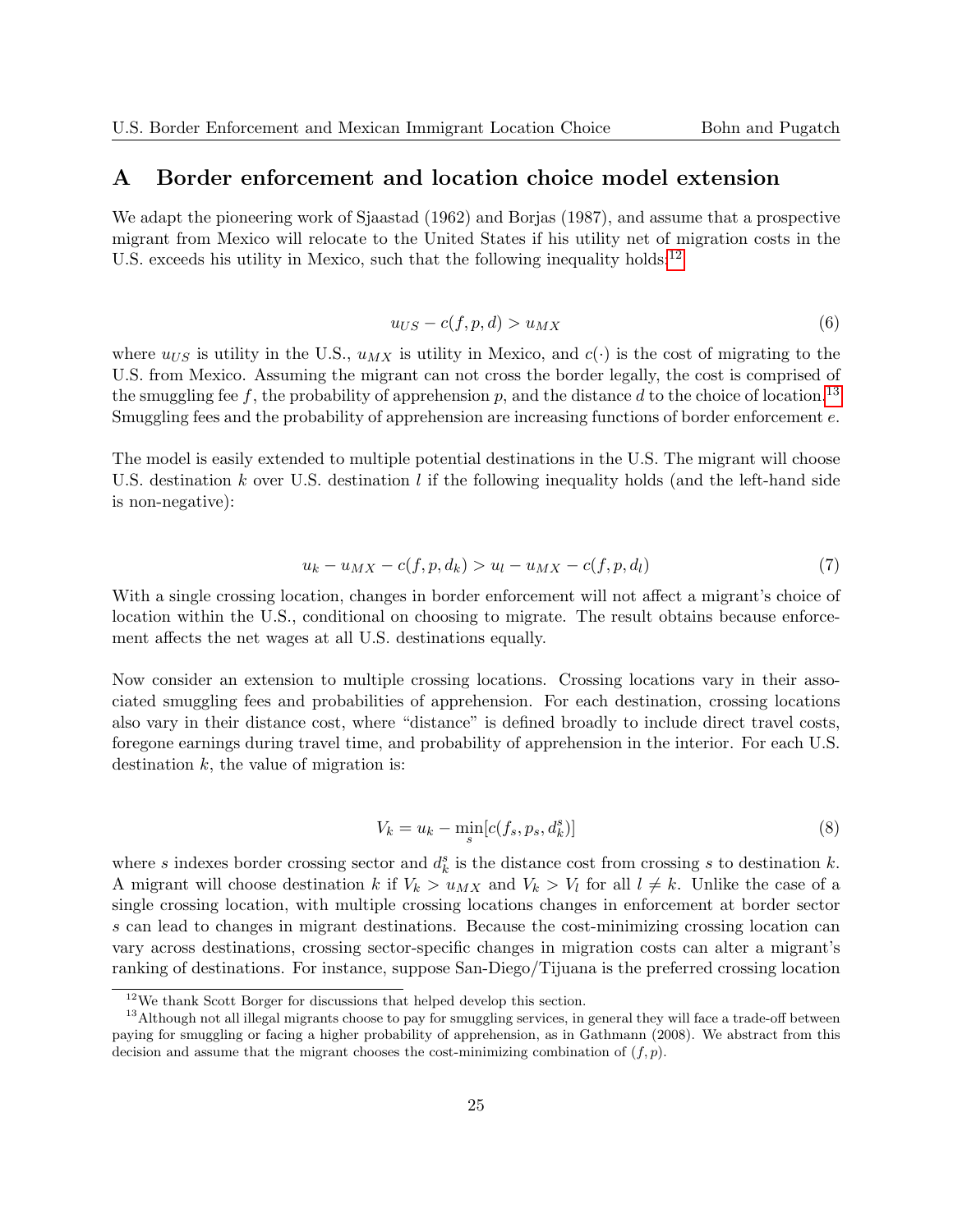# A Border enforcement and location choice model extension

We adapt the pioneering work of Sjaastad (1962) and Borjas (1987), and assume that a prospective migrant from Mexico will relocate to the United States if his utility net of migration costs in the U.S. exceeds his utility in Mexico, such that the following inequality holds:[12]

$$u_{US} - c(f, p, d) > u_{MX} \tag{6}$$

where $u_{US}$ is utility in the U.S., $u_{MX}$ is utility in Mexico, and $c(\cdot)$ is the cost of migrating to the U.S. from Mexico. Assuming the migrant can not cross the border legally, the cost is comprised of the smuggling fee $f$, the probability of apprehension $p$, and the distance $d$ to the choice of location.[13] Smuggling fees and the probability of apprehension are increasing functions of border enforcement $e$.

The model is easily extended to multiple potential destinations in the U.S. The migrant will choose U.S. destination $k$ over U.S. destination $l$ if the following inequality holds (and the left-hand side is non-negative):

$$u_k - u_{MX} - c(f, p, d_k) > u_l - u_{MX} - c(f, p, d_l) \tag{7}$$

With a single crossing location, changes in border enforcement will not affect a migrant's choice of location within the U.S., conditional on choosing to migrate. The result obtains because enforcement affects the net wages at all U.S. destinations equally.

Now consider an extension to multiple crossing locations. Crossing locations vary in their associated smuggling fees and probabilities of apprehension. For each destination, crossing locations also vary in their distance cost, where "distance" is defined broadly to include direct travel costs, foregone earnings during travel time, and probability of apprehension in the interior. For each U.S. destination $k$, the value of migration is:

$$V_k = u_k - \min_s [c(f_s, p_s, d_k^s)] \tag{8}$$

where $s$ indexes border crossing sector and $d_k^s$ is the distance cost from crossing $s$ to destination $k$. A migrant will choose destination $k$ if $V_k > u_{MX}$ and $V_k > V_l$ for all $l \neq k$. Unlike the case of a single crossing location, with multiple crossing locations changes in enforcement at border sector $s$ can lead to changes in migrant destinations. Because the cost-minimizing crossing location can vary across destinations, crossing sector-specific changes in migration costs can alter a migrant's ranking of destinations. For instance, suppose San-Diego/Tijuana is the preferred crossing location

[12] We thank Scott Borger for discussions that helped develop this section.

[13] Although not all illegal migrants choose to pay for smuggling services, in general they will face a trade-off between paying for smuggling or facing a higher probability of apprehension, as in Gathmann (2008). We abstract from this decision and assume that the migrant chooses the cost-minimizing combination of $(f, p)$.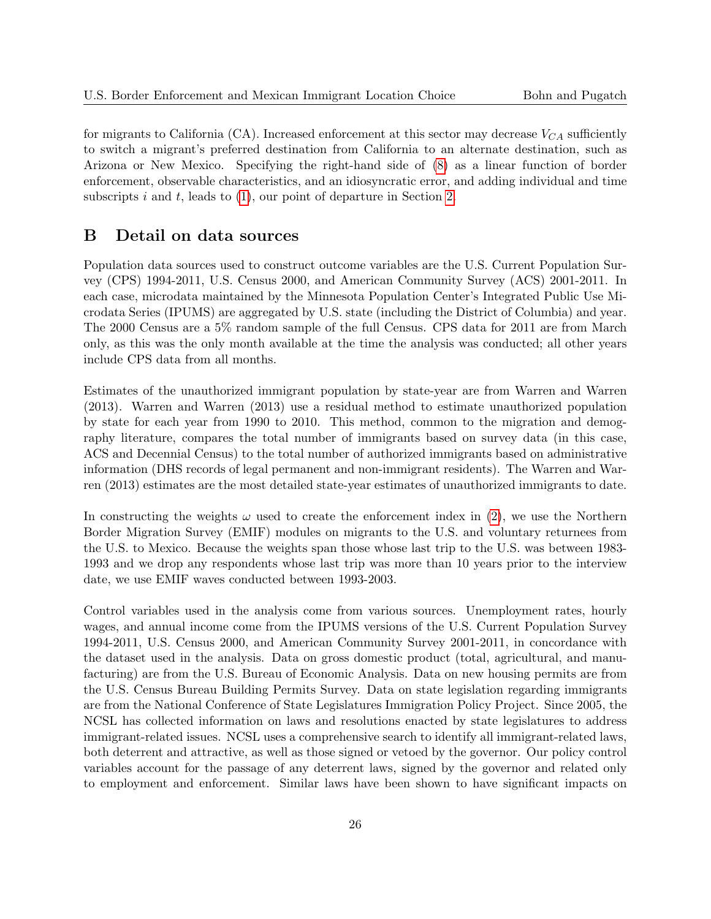for migrants to California (CA). Increased enforcement at this sector may decrease $V_{CA}$ sufficiently to switch a migrant's preferred destination from California to an alternate destination, such as Arizona or New Mexico. Specifying the right-hand side of (8) as a linear function of border enforcement, observable characteristics, and an idiosyncratic error, and adding individual and time subscripts $i$ and $t$, leads to (1), our point of departure in Section 2.

# B Detail on data sources

Population data sources used to construct outcome variables are the U.S. Current Population Survey (CPS) 1994-2011, U.S. Census 2000, and American Community Survey (ACS) 2001-2011. In each case, microdata maintained by the Minnesota Population Center's Integrated Public Use Microdata Series (IPUMS) are aggregated by U.S. state (including the District of Columbia) and year. The 2000 Census are a 5% random sample of the full Census. CPS data for 2011 are from March only, as this was the only month available at the time the analysis was conducted; all other years include CPS data from all months.

Estimates of the unauthorized immigrant population by state-year are from Warren and Warren (2013). Warren and Warren (2013) use a residual method to estimate unauthorized population by state for each year from 1990 to 2010. This method, common to the migration and demography literature, compares the total number of immigrants based on survey data (in this case, ACS and Decennial Census) to the total number of authorized immigrants based on administrative information (DHS records of legal permanent and non-immigrant residents). The Warren and Warren (2013) estimates are the most detailed state-year estimates of unauthorized immigrants to date.

In constructing the weights $\omega$ used to create the enforcement index in (2), we use the Northern Border Migration Survey (EMIF) modules on migrants to the U.S. and voluntary returnees from the U.S. to Mexico. Because the weights span those whose last trip to the U.S. was between 1983-1993 and we drop any respondents whose last trip was more than 10 years prior to the interview date, we use EMIF waves conducted between 1993-2003.

Control variables used in the analysis come from various sources. Unemployment rates, hourly wages, and annual income come from the IPUMS versions of the U.S. Current Population Survey 1994-2011, U.S. Census 2000, and American Community Survey 2001-2011, in concordance with the dataset used in the analysis. Data on gross domestic product (total, agricultural, and manufacturing) are from the U.S. Bureau of Economic Analysis. Data on new housing permits are from the U.S. Census Bureau Building Permits Survey. Data on state legislation regarding immigrants are from the National Conference of State Legislatures Immigration Policy Project. Since 2005, the NCSL has collected information on laws and resolutions enacted by state legislatures to address immigrant-related issues. NCSL uses a comprehensive search to identify all immigrant-related laws, both deterrent and attractive, as well as those signed or vetoed by the governor. Our policy control variables account for the passage of any deterrent laws, signed by the governor and related only to employment and enforcement. Similar laws have been shown to have significant impacts on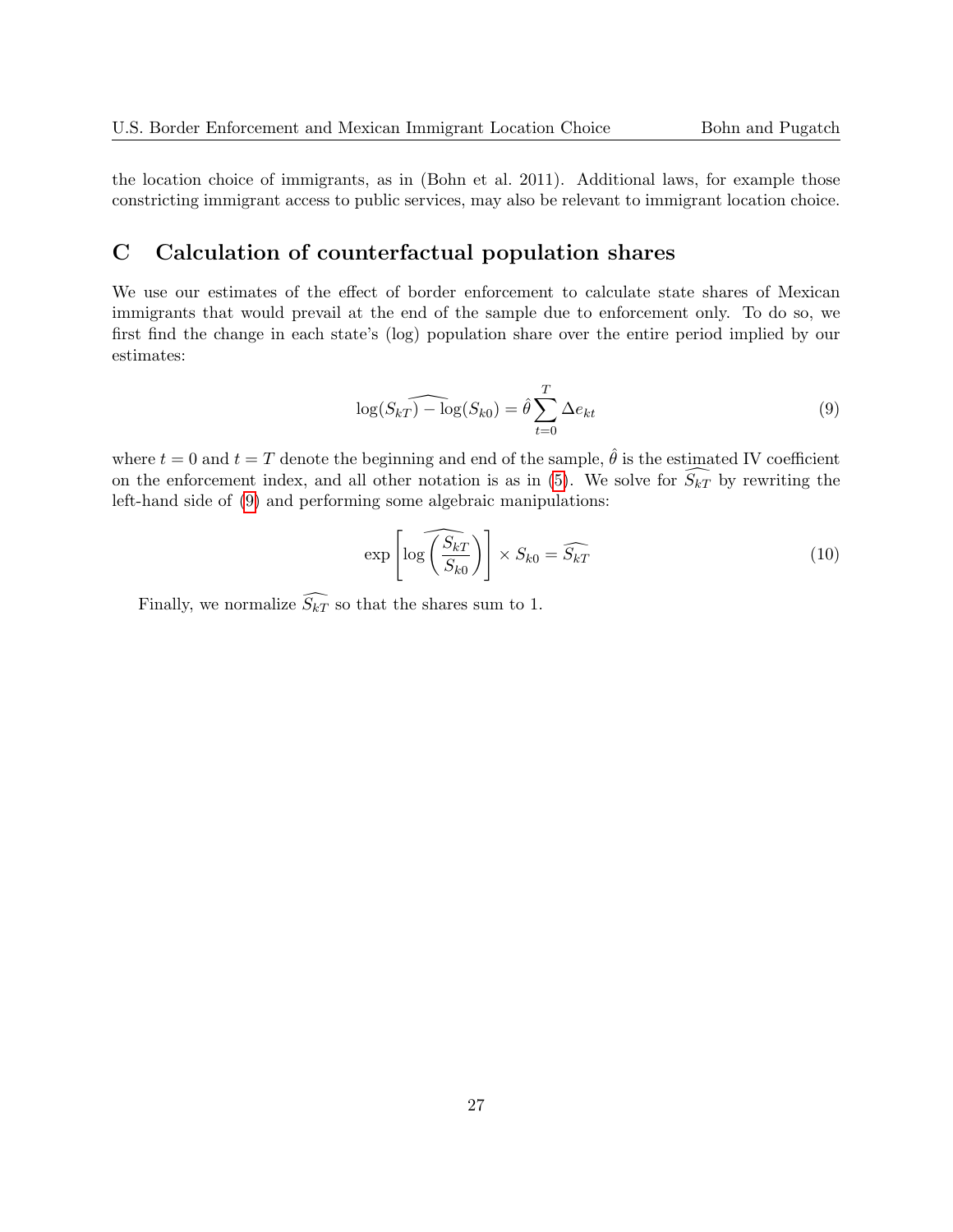the location choice of immigrants, as in (Bohn et al. 2011). Additional laws, for example those constricting immigrant access to public services, may also be relevant to immigrant location choice.

# C Calculation of counterfactual population shares

We use our estimates of the effect of border enforcement to calculate state shares of Mexican immigrants that would prevail at the end of the sample due to enforcement only. To do so, we first find the change in each state's (log) population share over the entire period implied by our estimates:

$$\widehat{\log(S_{kT}) - \log}(S_{k0}) = \hat{\theta} \sum_{t=0}^{T} \Delta e_{kt} \tag{9}$$

where $t = 0$ and $t = T$ denote the beginning and end of the sample, $\hat{\theta}$ is the estimated IV coefficient on the enforcement index, and all other notation is as in (5). We solve for $\widehat{S_{kT}}$ by rewriting the left-hand side of (9) and performing some algebraic manipulations:

$$\exp\left[\widehat{\log\left(\frac{S_{kT}}{S_{k0}}\right)}\right] \times S_{k0} = \widehat{S_{kT}} \tag{10}$$

Finally, we normalize $\widehat{S_{kT}}$ so that the shares sum to 1.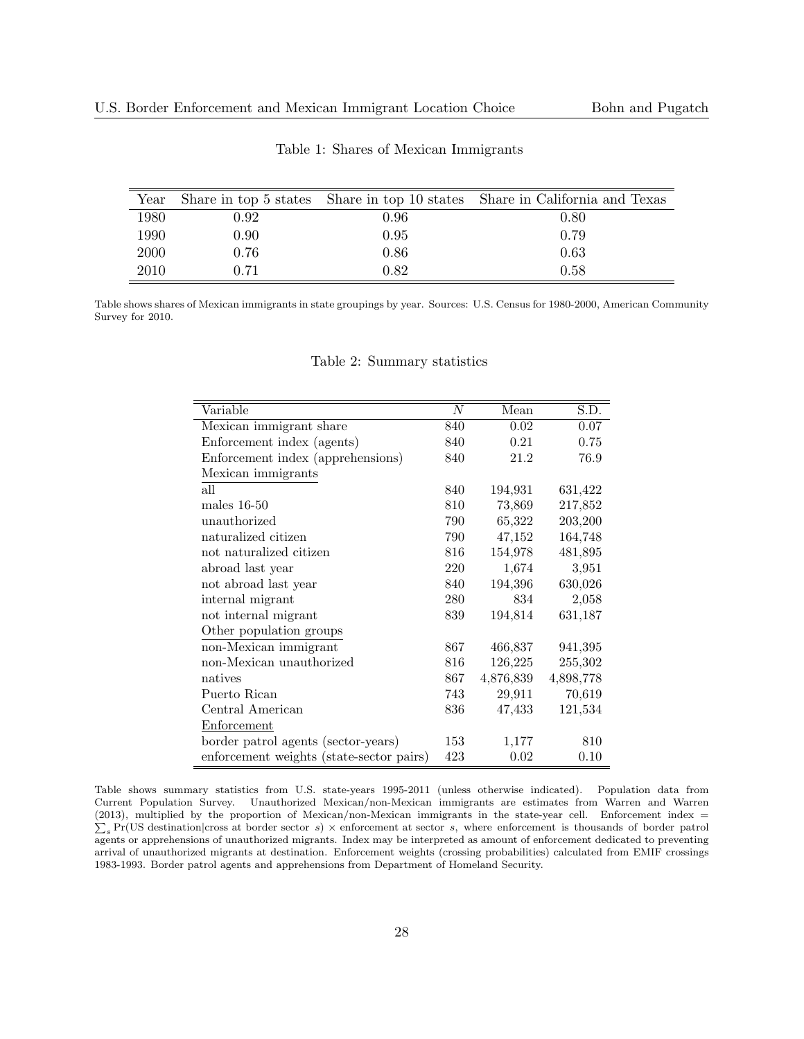Table 1: Shares of Mexican Immigrants

| Year | Share in top 5 states | Share in top 10 states | Share in California and Texas |
|---|---|---|---|
| 1980 | 0.92 | 0.96 | 0.80 |
| 1990 | 0.90 | 0.95 | 0.79 |
| 2000 | 0.76 | 0.86 | 0.63 |
| 2010 | 0.71 | 0.82 | 0.58 |

Table shows shares of Mexican immigrants in state groupings by year. Sources: U.S. Census for 1980-2000, American Community Survey for 2010.

Table 2: Summary statistics

| Variable | $N$ | Mean | S.D. |
|---|---|---|---|
| Mexican immigrant share | 840 | 0.02 | 0.07 |
| Enforcement index (agents) | 840 | 0.21 | 0.75 |
| Enforcement index (apprehensions) | 840 | 21.2 | 76.9 |
| Mexican immigrants | | | |
| all | 840 | 194,931 | 631,422 |
| males 16-50 | 810 | 73,869 | 217,852 |
| unauthorized | 790 | 65,322 | 203,200 |
| naturalized citizen | 790 | 47,152 | 164,748 |
| not naturalized citizen | 816 | 154,978 | 481,895 |
| abroad last year | 220 | 1,674 | 3,951 |
| not abroad last year | 840 | 194,396 | 630,026 |
| internal migrant | 280 | 834 | 2,058 |
| not internal migrant | 839 | 194,814 | 631,187 |
| Other population groups | | | |
| non-Mexican immigrant | 867 | 466,837 | 941,395 |
| non-Mexican unauthorized | 816 | 126,225 | 255,302 |
| natives | 867 | 4,876,839 | 4,898,778 |
| Puerto Rican | 743 | 29,911 | 70,619 |
| Central American | 836 | 47,433 | 121,534 |
| Enforcement | | | |
| border patrol agents (sector-years) | 153 | 1,177 | 810 |
| enforcement weights (state-sector pairs) | 423 | 0.02 | 0.10 |

Table shows summary statistics from U.S. state-years 1995-2011 (unless otherwise indicated). Population data from Current Population Survey. Unauthorized Mexican/non-Mexican immigrants are estimates from Warren and Warren (2013), multiplied by the proportion of Mexican/non-Mexican immigrants in the state-year cell. Enforcement index = $\sum_s \Pr(\text{US destination}|\text{cross at border sector } s) \times$ enforcement at sector $s$, where enforcement is thousands of border patrol agents or apprehensions of unauthorized migrants. Index may be interpreted as amount of enforcement dedicated to preventing arrival of unauthorized migrants at destination. Enforcement weights (crossing probabilities) calculated from EMIF crossings 1983-1993. Border patrol agents and apprehensions from Department of Homeland Security.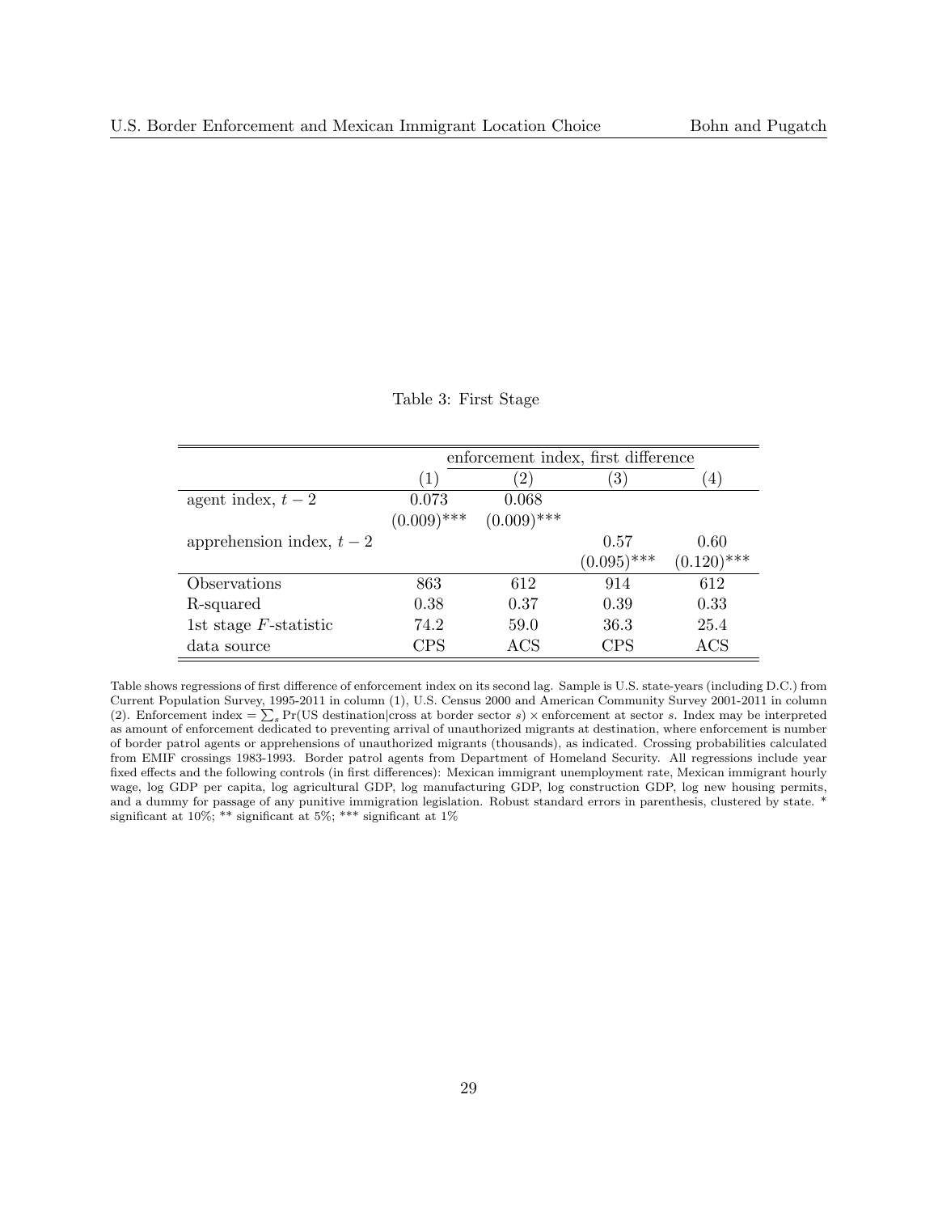Table 3: First Stage

| | enforcement index, first difference | | | |
|---|---|---|---|---|
| | (1) | (2) | (3) | (4) |
| agent index, $t-2$ | 0.073 | 0.068 | | |
| | (0.009)*** | (0.009)*** | | |
| apprehension index, $t-2$ | | | 0.57 | 0.60 |
| | | | (0.095)*** | (0.120)*** |
| Observations | 863 | 612 | 914 | 612 |
| R-squared | 0.38 | 0.37 | 0.39 | 0.33 |
| 1st stage $F$-statistic | 74.2 | 59.0 | 36.3 | 25.4 |
| data source | CPS | ACS | CPS | ACS |

Table shows regressions of first difference of enforcement index on its second lag. Sample is U.S. state-years (including D.C.) from Current Population Survey, 1995-2011 in column (1), U.S. Census 2000 and American Community Survey 2001-2011 in column (2). Enforcement index = $\sum_s \Pr(\text{US destination}|\text{cross at border sector } s) \times \text{enforcement at sector } s$. Index may be interpreted as amount of enforcement dedicated to preventing arrival of unauthorized migrants at destination, where enforcement is number of border patrol agents or apprehensions of unauthorized migrants (thousands), as indicated. Crossing probabilities calculated from EMIF crossings 1983-1993. Border patrol agents from Department of Homeland Security. All regressions include year fixed effects and the following controls (in first differences): Mexican immigrant unemployment rate, Mexican immigrant hourly wage, log GDP per capita, log agricultural GDP, log manufacturing GDP, log construction GDP, log new housing permits, and a dummy for passage of any punitive immigration legislation. Robust standard errors in parenthesis, clustered by state. * significant at 10%; ** significant at 5%; *** significant at 1%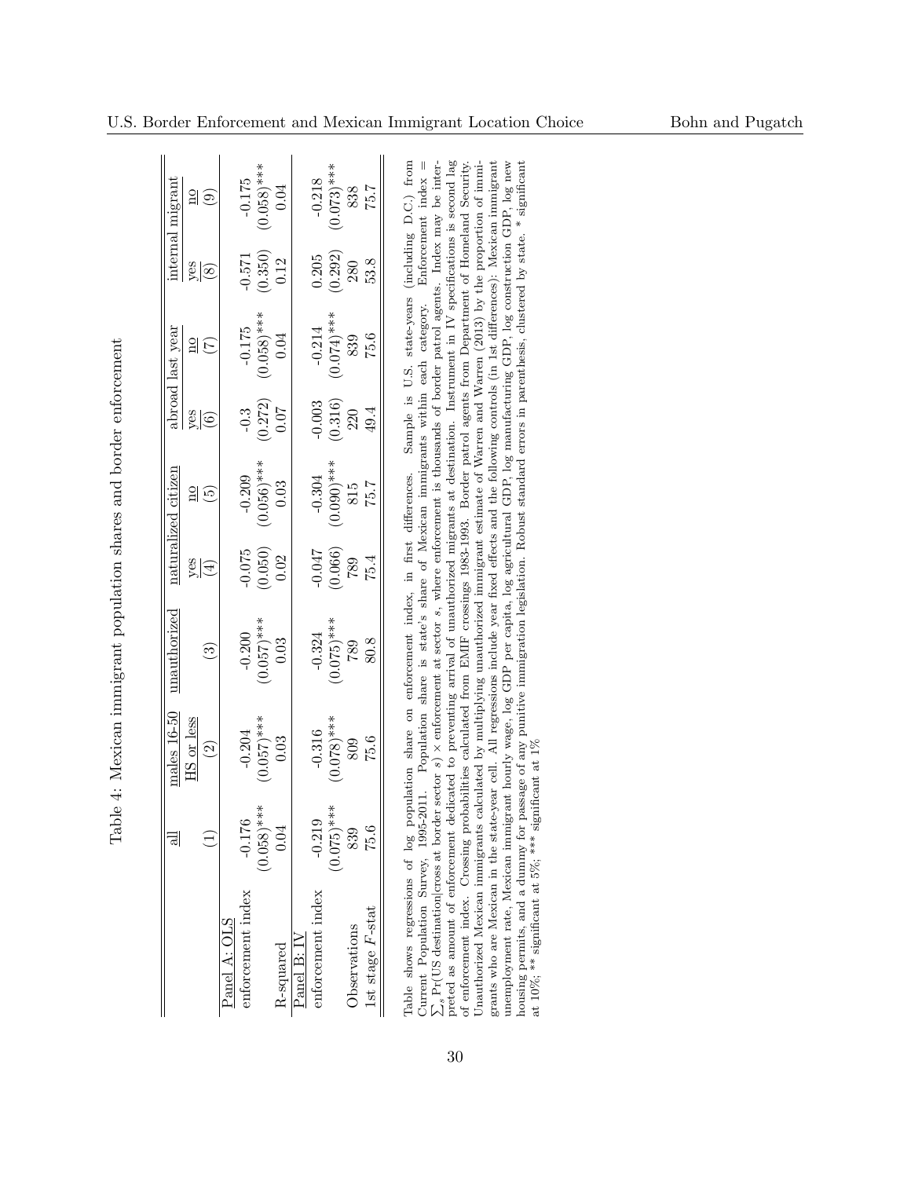Table 4: Mexican immigrant population shares and border enforcement

| | all | males 16-50 HS or less | unauthorized | naturalized citizen | | abroad last year | | internal migrant | |
|---|---|---|---|---|---|---|---|---|---|
| | | | | yes | no | yes | no | yes | no |
| | (1) | (2) | (3) | (4) | (5) | (6) | (7) | (8) | (9) |
| Panel A: OLS | | | | | | | | | |
| enforcement index | -0.176 | -0.204 | -0.200 | -0.075 | -0.209 | -0.3 | -0.175 | -0.571 | -0.175 |
| | (0.058)*** | (0.057)*** | (0.057)*** | (0.050) | (0.056)*** | (0.272) | (0.058)*** | (0.350) | (0.058)*** |
| R-squared | 0.04 | 0.03 | 0.03 | 0.02 | 0.03 | 0.07 | 0.04 | 0.12 | 0.04 |
| Panel B: IV | | | | | | | | | |
| enforcement index | -0.219 | -0.316 | -0.324 | -0.047 | -0.304 | -0.003 | -0.214 | 0.205 | -0.218 |
| | (0.075)*** | (0.078)*** | (0.075)*** | (0.066) | (0.090)*** | (0.316) | (0.074)*** | (0.292) | (0.073)*** |
| Observations | 839 | 809 | 789 | 789 | 815 | 220 | 839 | 280 | 838 |
| 1st stage $F$-stat | 75.6 | 75.6 | 80.8 | 75.4 | 75.7 | 49.4 | 75.6 | 53.8 | 75.7 |

Table shows regressions of log population share on enforcement index, in first differences. Sample is U.S. state-years (including D.C.) from Current Population Survey, 1995-2011. Population share is state's share of Mexican immigrants within each category. Enforcement index = $\sum_s \Pr(\text{US destination}|\text{cross at border sector } s) \times$ enforcement at sector $s$, where enforcement is thousands of border patrol agents. Index may be interpreted as amount of enforcement dedicated to preventing arrival of unauthorized migrants at destination. Instrument in IV specifications is second lag of enforcement index. Crossing probabilities calculated from EMIF crossings 1983-1993. Border patrol agents from Department of Homeland Security. Unauthorized Mexican immigrants calculated by multiplying unauthorized immigrant estimate of Warren and Warren (2013) by the proportion of immigrants who are Mexican in the state-year cell. All regressions include year fixed effects and the following controls (in 1st differences): Mexican immigrant unemployment rate, Mexican immigrant hourly wage, log GDP per capita, log agricultural GDP, log manufacturing GDP, log construction GDP, log new housing permits, and a dummy for passage of any punitive immigration legislation. Robust standard errors in parenthesis, clustered by state. * significant at 10%; ** significant at 5%; *** significant at 1%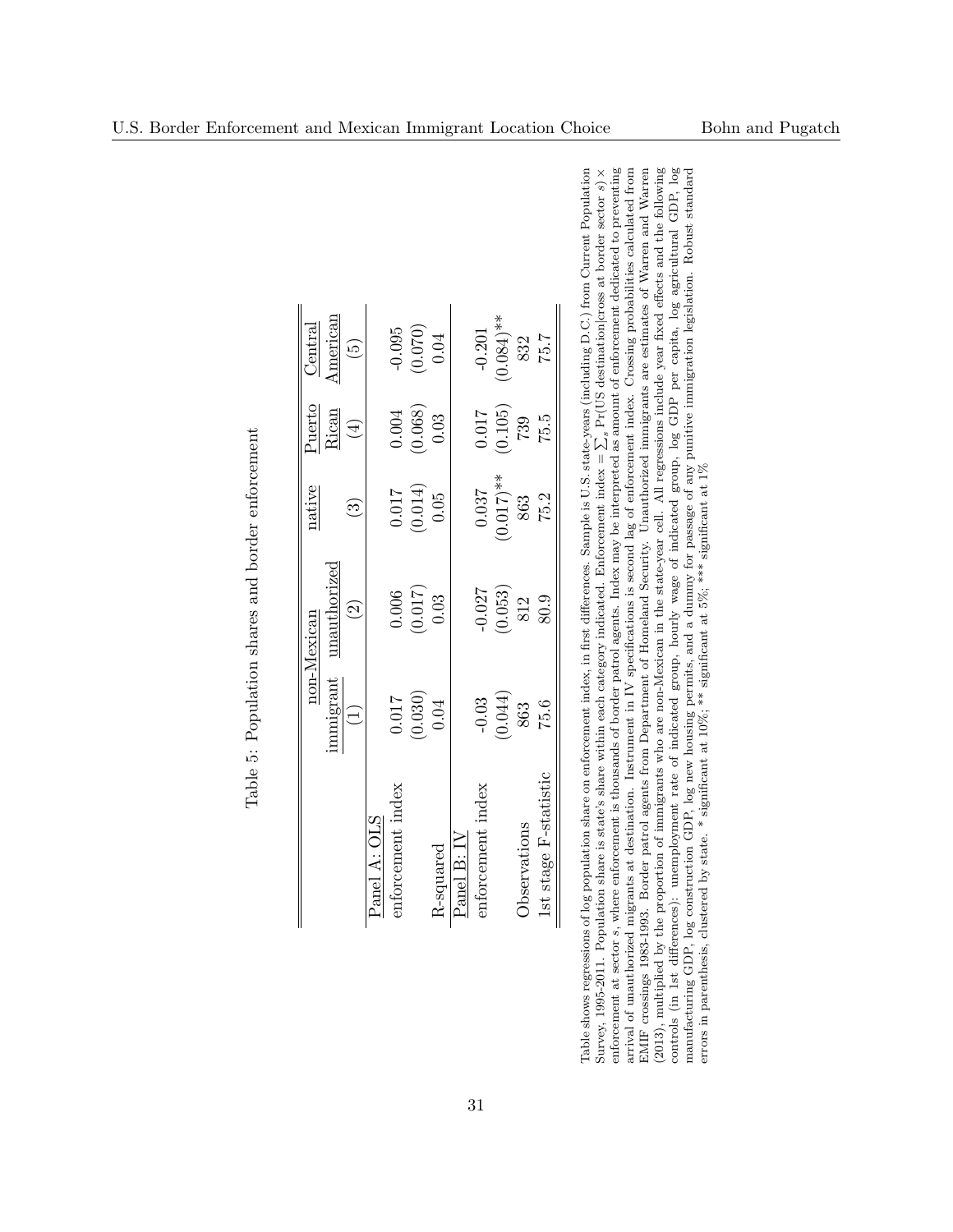Table 5: Population shares and border enforcement

| | non-Mexican | | native | Puerto | Central |
|---|---|---|---|---|---|
| | immigrant | unauthorized | | Rican | American |
| | (1) | (2) | (3) | (4) | (5) |
| Panel A: OLS | | | | | |
| enforcement index | 0.017 | 0.006 | 0.017 | 0.004 | -0.095 |
| | (0.030) | (0.017) | (0.014) | (0.068) | (0.070) |
| R-squared | 0.04 | 0.03 | 0.05 | 0.03 | 0.04 |
| Panel B: IV | | | | | |
| enforcement index | -0.03 | -0.027 | 0.037 | 0.017 | -0.201 |
| | (0.044) | (0.053) | (0.017)** | (0.105) | (0.084)** |
| Observations | 863 | 812 | 863 | 739 | 832 |
| 1st stage F-statistic | 75.6 | 80.9 | 75.2 | 75.5 | 75.7 |

Table shows regressions of log population share on enforcement index, in first differences. Sample is U.S. state-years (including D.C.) from Current Population Survey, 1995-2011. Population share is state's share within each category indicated. Enforcement index = $\sum_s \Pr(\text{US destination}|\text{cross at border sector } s) \times$ enforcement at sector $s$, where enforcement is thousands of border patrol agents. Index may be interpreted as amount of enforcement dedicated to preventing arrival of unauthorized migrants at destination. Instrument in IV specifications is second lag of enforcement index. Crossing probabilities calculated from EMIF crossings 1983-1993. Border patrol agents from Department of Homeland Security. Unauthorized immigrants are estimates of Warren and Warren (2013), multiplied by the proportion of immigrants who are non-Mexican in the state-year cell. All regressions include year fixed effects and the following controls (in 1st differences): unemployment rate of indicated group, hourly wage of indicated group, log GDP per capita, log agricultural GDP, log manufacturing GDP, log construction GDP, log new housing permits, and a dummy for passage of any punitive immigration legislation. Robust standard errors in parenthesis, clustered by state. * significant at 10%; ** significant at 5%; *** significant at 1%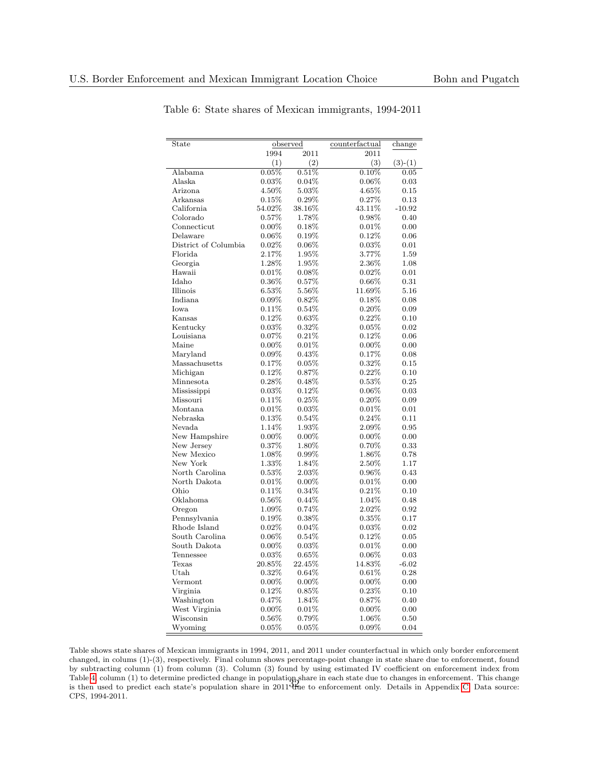Table 6: State shares of Mexican immigrants, 1994-2011

| State | observed | | counterfactual | change |
|---|---|---|---|---|
| | 1994 | 2011 | 2011 | |
| | (1) | (2) | (3) | (3)-(1) |
| Alabama | 0.05% | 0.51% | 0.10% | 0.05 |
| Alaska | 0.03% | 0.04% | 0.06% | 0.03 |
| Arizona | 4.50% | 5.03% | 4.65% | 0.15 |
| Arkansas | 0.15% | 0.29% | 0.27% | 0.13 |
| California | 54.02% | 38.16% | 43.11% | -10.92 |
| Colorado | 0.57% | 1.78% | 0.98% | 0.40 |
| Connecticut | 0.00% | 0.18% | 0.01% | 0.00 |
| Delaware | 0.06% | 0.19% | 0.12% | 0.06 |
| District of Columbia | 0.02% | 0.06% | 0.03% | 0.01 |
| Florida | 2.17% | 1.95% | 3.77% | 1.59 |
| Georgia | 1.28% | 1.95% | 2.36% | 1.08 |
| Hawaii | 0.01% | 0.08% | 0.02% | 0.01 |
| Idaho | 0.36% | 0.57% | 0.66% | 0.31 |
| Illinois | 6.53% | 5.56% | 11.69% | 5.16 |
| Indiana | 0.09% | 0.82% | 0.18% | 0.08 |
| Iowa | 0.11% | 0.54% | 0.20% | 0.09 |
| Kansas | 0.12% | 0.63% | 0.22% | 0.10 |
| Kentucky | 0.03% | 0.32% | 0.05% | 0.02 |
| Louisiana | 0.07% | 0.21% | 0.12% | 0.06 |
| Maine | 0.00% | 0.01% | 0.00% | 0.00 |
| Maryland | 0.09% | 0.43% | 0.17% | 0.08 |
| Massachusetts | 0.17% | 0.05% | 0.32% | 0.15 |
| Michigan | 0.12% | 0.87% | 0.22% | 0.10 |
| Minnesota | 0.28% | 0.48% | 0.53% | 0.25 |
| Mississippi | 0.03% | 0.12% | 0.06% | 0.03 |
| Missouri | 0.11% | 0.25% | 0.20% | 0.09 |
| Montana | 0.01% | 0.03% | 0.01% | 0.01 |
| Nebraska | 0.13% | 0.54% | 0.24% | 0.11 |
| Nevada | 1.14% | 1.93% | 2.09% | 0.95 |
| New Hampshire | 0.00% | 0.00% | 0.00% | 0.00 |
| New Jersey | 0.37% | 1.80% | 0.70% | 0.33 |
| New Mexico | 1.08% | 0.99% | 1.86% | 0.78 |
| New York | 1.33% | 1.84% | 2.50% | 1.17 |
| North Carolina | 0.53% | 2.03% | 0.96% | 0.43 |
| North Dakota | 0.01% | 0.00% | 0.01% | 0.00 |
| Ohio | 0.11% | 0.34% | 0.21% | 0.10 |
| Oklahoma | 0.56% | 0.44% | 1.04% | 0.48 |
| Oregon | 1.09% | 0.74% | 2.02% | 0.92 |
| Pennsylvania | 0.19% | 0.38% | 0.35% | 0.17 |
| Rhode Island | 0.02% | 0.04% | 0.03% | 0.02 |
| South Carolina | 0.06% | 0.54% | 0.12% | 0.05 |
| South Dakota | 0.00% | 0.03% | 0.01% | 0.00 |
| Tennessee | 0.03% | 0.65% | 0.06% | 0.03 |
| Texas | 20.85% | 22.45% | 14.83% | -6.02 |
| Utah | 0.32% | 0.64% | 0.61% | 0.28 |
| Vermont | 0.00% | 0.00% | 0.00% | 0.00 |
| Virginia | 0.12% | 0.85% | 0.23% | 0.10 |
| Washington | 0.47% | 1.84% | 0.87% | 0.40 |
| West Virginia | 0.00% | 0.01% | 0.00% | 0.00 |
| Wisconsin | 0.56% | 0.79% | 1.06% | 0.50 |
| Wyoming | 0.05% | 0.05% | 0.09% | 0.04 |

Table shows state shares of Mexican immigrants in 1994, 2011, and 2011 under counterfactual in which only border enforcement changed, in colums (1)-(3), respectively. Final column shows percentage-point change in state share due to enforcement, found by subtracting column (1) from column (3). Column (3) found by using estimated IV coefficient on enforcement index from Table 4, column (1) to determine predicted change in population share in each state due to changes in enforcement. This change is then used to predict each state's population share in 2011 due to enforcement only. Details in Appendix C. Data source: CPS, 1994-2011.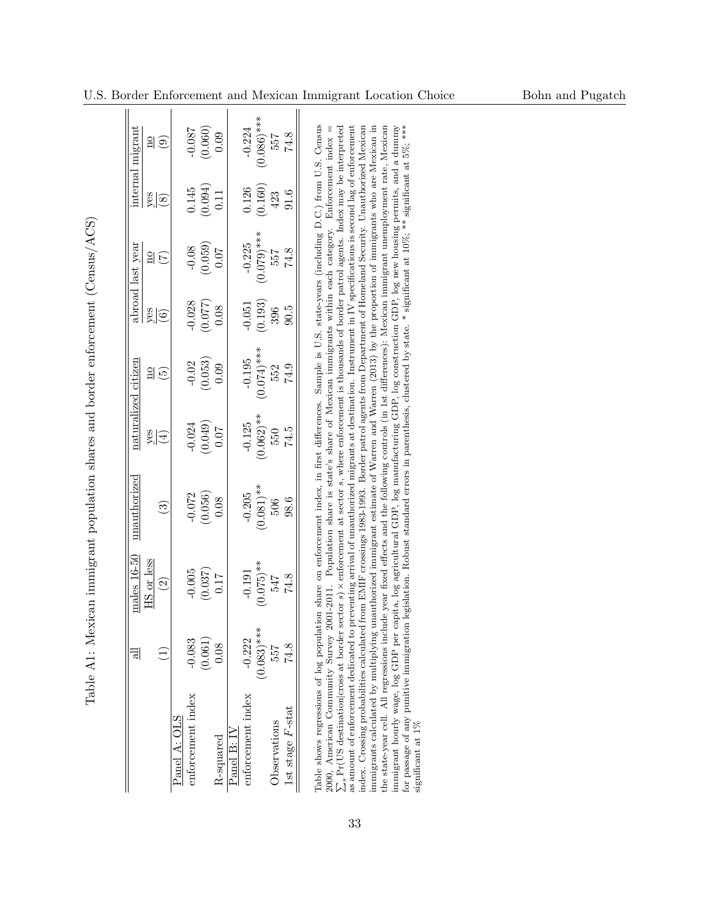Table A1: Mexican immigrant population shares and border enforcement (Census/ACS)

| | all | males 16-50 HS or less | unauthorized | naturalized citizen | | abroad last year | | internal migrant | |
|---|---|---|---|---|---|---|---|---|---|
| | | | | yes | no | yes | no | yes | no |
| | (1) | (2) | (3) | (4) | (5) | (6) | (7) | (8) | (9) |
| Panel A: OLS | | | | | | | | | |
| enforcement index | -0.083 | -0.005 | -0.072 | -0.024 | -0.02 | -0.028 | -0.08 | 0.145 | -0.087 |
| | (0.061) | (0.037) | (0.056) | (0.049) | (0.053) | (0.077) | (0.059) | (0.094) | (0.060) |
| R-squared | 0.08 | 0.17 | 0.08 | 0.07 | 0.09 | 0.08 | 0.07 | 0.11 | 0.09 |
| Panel B: IV | | | | | | | | | |
| enforcement index | -0.222 | -0.191 | -0.205 | -0.125 | -0.195 | -0.051 | -0.225 | 0.126 | -0.224 |
| | (0.083)*** | (0.075)** | (0.081)** | (0.062)** | (0.074)*** | (0.193) | (0.079)*** | (0.160) | (0.086)*** |
| Observations | 557 | 547 | 506 | 550 | 552 | 396 | 557 | 423 | 557 |
| 1st stage $F$-stat | 74.8 | 74.8 | 98.6 | 74.5 | 74.9 | 90.5 | 74.8 | 91.6 | 74.8 |

Table shows regressions of log population share on enforcement index, in first differences. Sample is U.S. state-years (including D.C.) from U.S. Census 2000, American Community Survey 2001-2011. Population share is state's share of Mexican immigrants within each category. Enforcement index = $\sum_s \Pr(\text{US destination}|\text{cross at border sector } s) \times \text{enforcement at sector } s$, where enforcement is thousands of border patrol agents. Index may be interpreted as amount of enforcement dedicated to preventing arrival of unauthorized migrants at destination. Instrument in IV specifications is second lag of enforcement index. Crossing probabilities calculated from EMIF crossings 1983-1993. Border patrol agents from Department of Homeland Security. Unauthorized Mexican immigrants calculated by multiplying unauthorized immigrant estimate of Warren and Warren (2013) by the proportion of immigrants who are Mexican in the state-year cell. All regressions include year fixed effects and the following controls (in 1st differences): Mexican immigrant unemployment rate, Mexican immigrant hourly wage, log GDP per capita, log agricultural GDP, log manufacturing GDP, log construction GDP, log new housing permits, and a dummy for passage of any punitive immigration legislation. Robust standard errors in parenthesis, clustered by state. * significant at 10%; ** significant at 5%; *** significant at 1%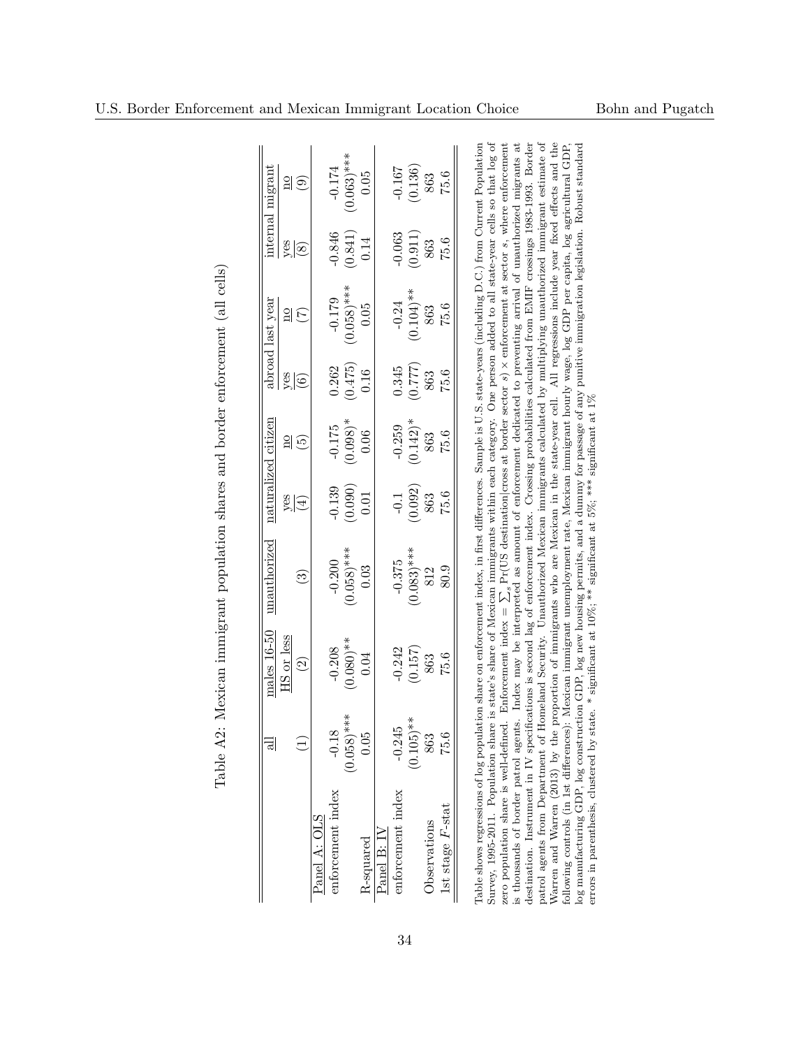Table A2: Mexican immigrant population shares and border enforcement (all cells)

| | all | males 16-50 HS or less | unauthorized | naturalized citizen | | abroad last year | | internal migrant | |
|---|---|---|---|---|---|---|---|---|---|
| | | | | yes | no | yes | no | yes | no |
| | (1) | (2) | (3) | (4) | (5) | (6) | (7) | (8) | (9) |
| Panel A: OLS | | | | | | | | | |
| enforcement index | -0.18 | -0.208 | -0.200 | -0.139 | -0.175 | 0.262 | -0.179 | -0.846 | -0.174 |
| | (0.058)*** | (0.080)** | (0.058)*** | (0.090) | (0.098)* | (0.475) | (0.058)*** | (0.841) | (0.063)*** |
| R-squared | 0.05 | 0.04 | 0.03 | 0.01 | 0.06 | 0.16 | 0.05 | 0.14 | 0.05 |
| Panel B: IV | | | | | | | | | |
| enforcement index | -0.245 | -0.242 | -0.375 | -0.1 | -0.259 | 0.345 | -0.24 | -0.063 | -0.167 |
| | (0.105)** | (0.157) | (0.083)*** | (0.092) | (0.142)* | (0.777) | (0.104)** | (0.911) | (0.136) |
| Observations | 863 | 863 | 812 | 863 | 863 | 863 | 863 | 863 | 863 |
| 1st stage $F$-stat | 75.6 | 75.6 | 80.9 | 75.6 | 75.6 | 75.6 | 75.6 | 75.6 | 75.6 |

Table shows regressions of log population share on enforcement index, in first differences. Sample is U.S. state-years (including D.C.) from Current Population Survey, 1995-2011. Population share is state's share of Mexican immigrants within each category. One person added to all state-year cells so that log of zero population share is well-defined. Enforcement index = $\sum_s$ Pr(US destination|cross at border sector $s$) × enforcement at sector $s$, where enforcement is thousands of border patrol agents. Index may be interpreted as amount of enforcement dedicated to preventing arrival of unauthorized migrants at destination. Instrument in IV specifications is second lag of enforcement index. Crossing probabilities calculated from EMIF crossings 1983-1993. Border patrol agents from Department of Homeland Security. Unauthorized Mexican immigrants calculated by multiplying unauthorized immigrant estimate of Warren and Warren (2013) by the proportion of immigrants who are Mexican in the state-year cell. All regressions include year fixed effects and the following controls (in 1st differences): Mexican immigrant unemployment rate, Mexican immigrant hourly wage, log GDP per capita, log agricultural GDP, log manufacturing GDP, log construction GDP, log new housing permits, and a dummy for passage of any punitive immigration legislation. Robust standard errors in parenthesis, clustered by state. * significant at 10%; ** significant at 5%; *** significant at 1%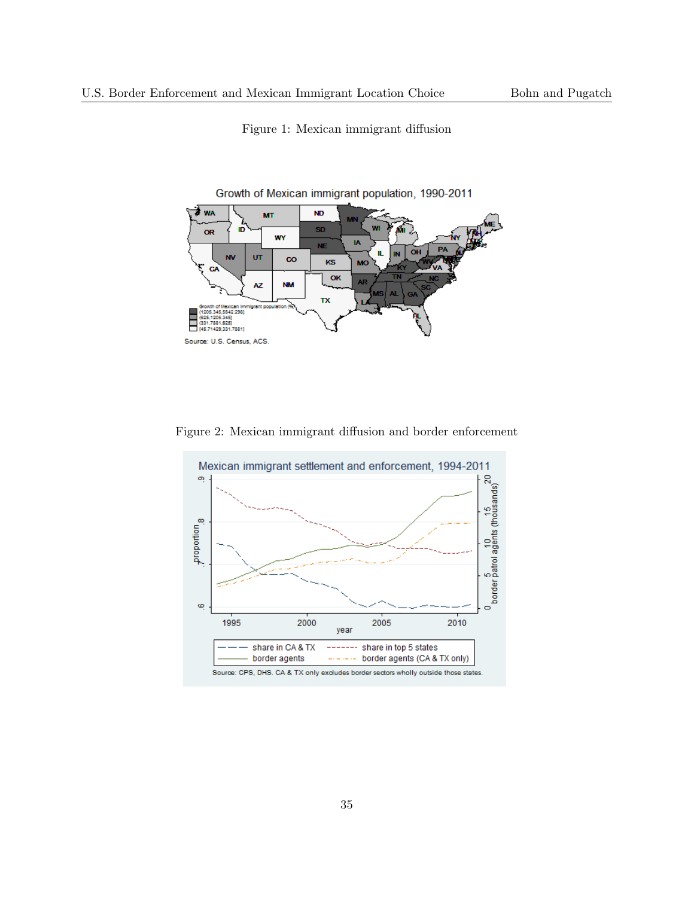Figure 1: Mexican immigrant diffusion

Figure 2: Mexican immigrant diffusion and border enforcement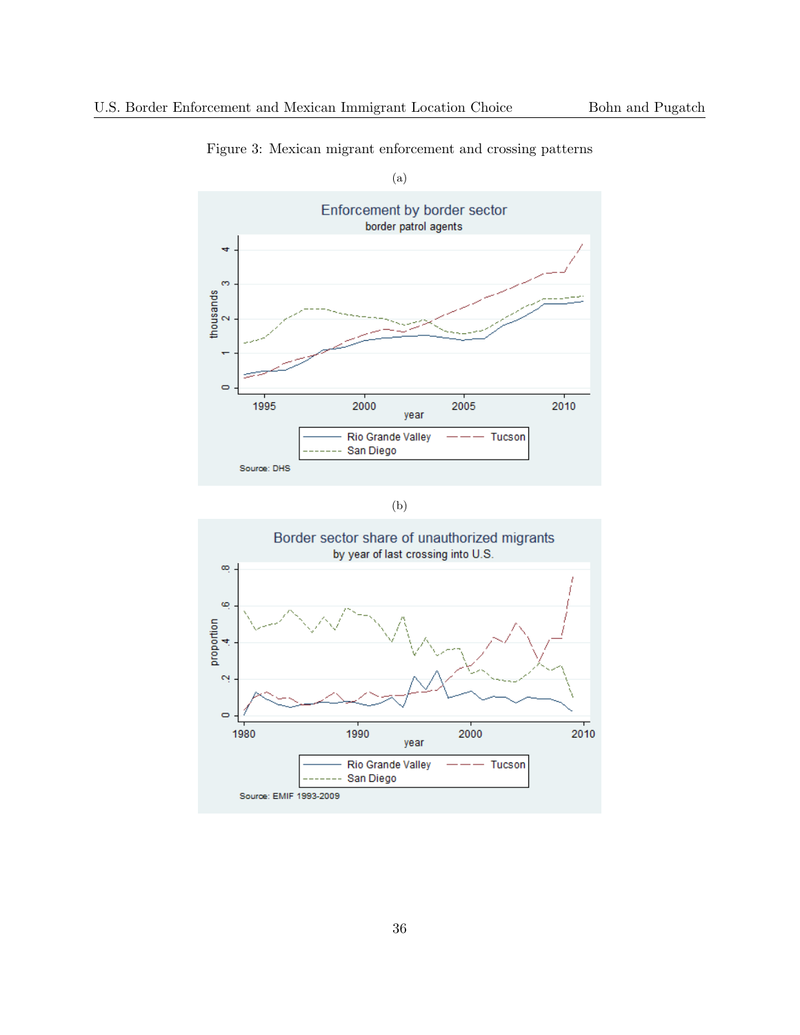Figure 3: Mexican migrant enforcement and crossing patterns

(a)

(b)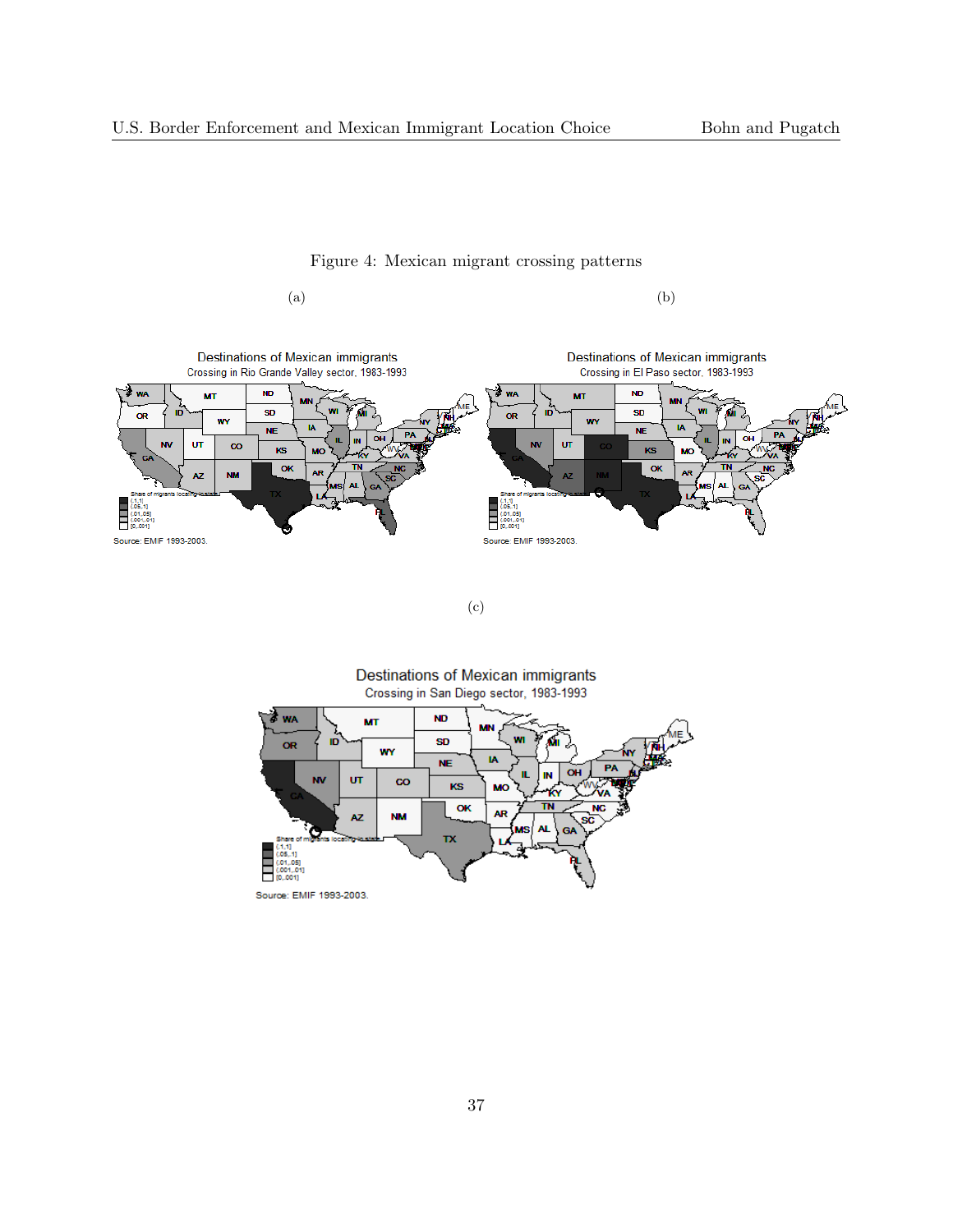Figure 4: Mexican migrant crossing patterns

(a)

(b)

(c)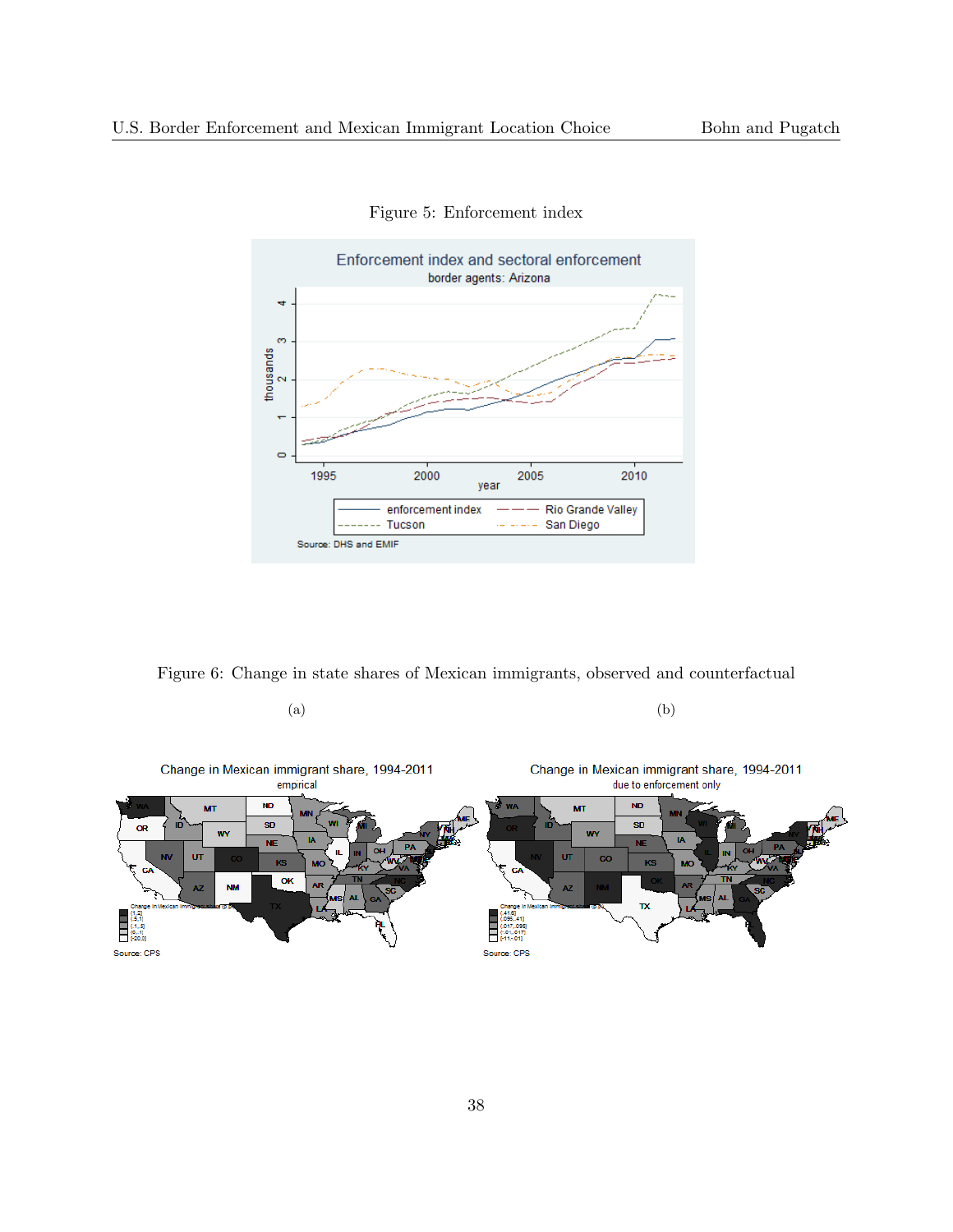Figure 5: Enforcement index

Figure 6: Change in state shares of Mexican immigrants, observed and counterfactual

(a)

(b)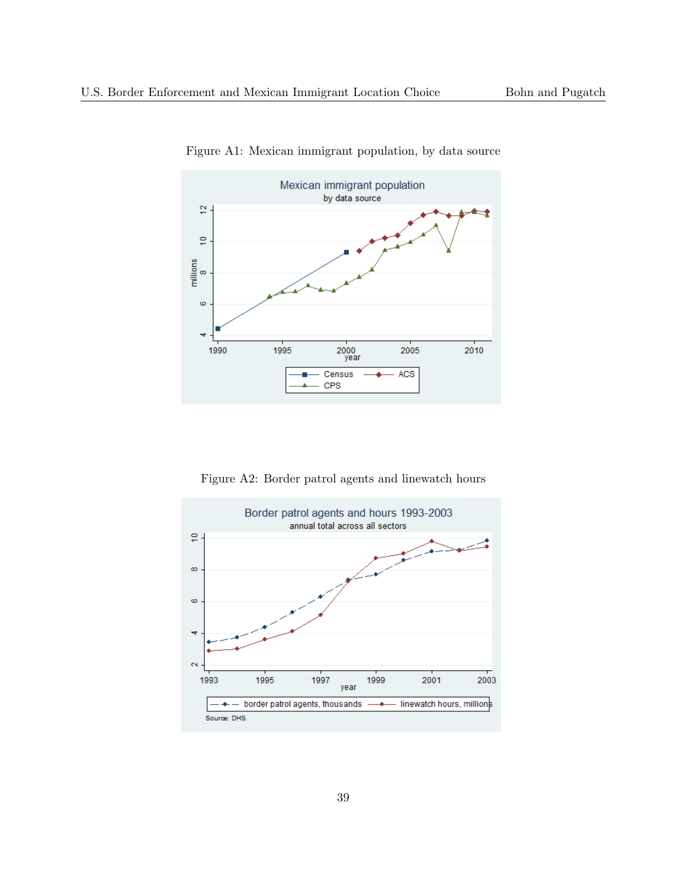Figure A1: Mexican immigrant population, by data source

Mexican immigrant population
by data source

millions

4
6
8
10
12

1990
1995
2000
2005
2010
year

Census
ACS
CPS

Figure A2: Border patrol agents and linewatch hours

Border patrol agents and hours 1993-2003
annual total across all sectors

2
4
6
8
10

1993
1995
1997
1999
2001
2003
year

border patrol agents, thousands
linewatch hours, millions

Source: DHS.